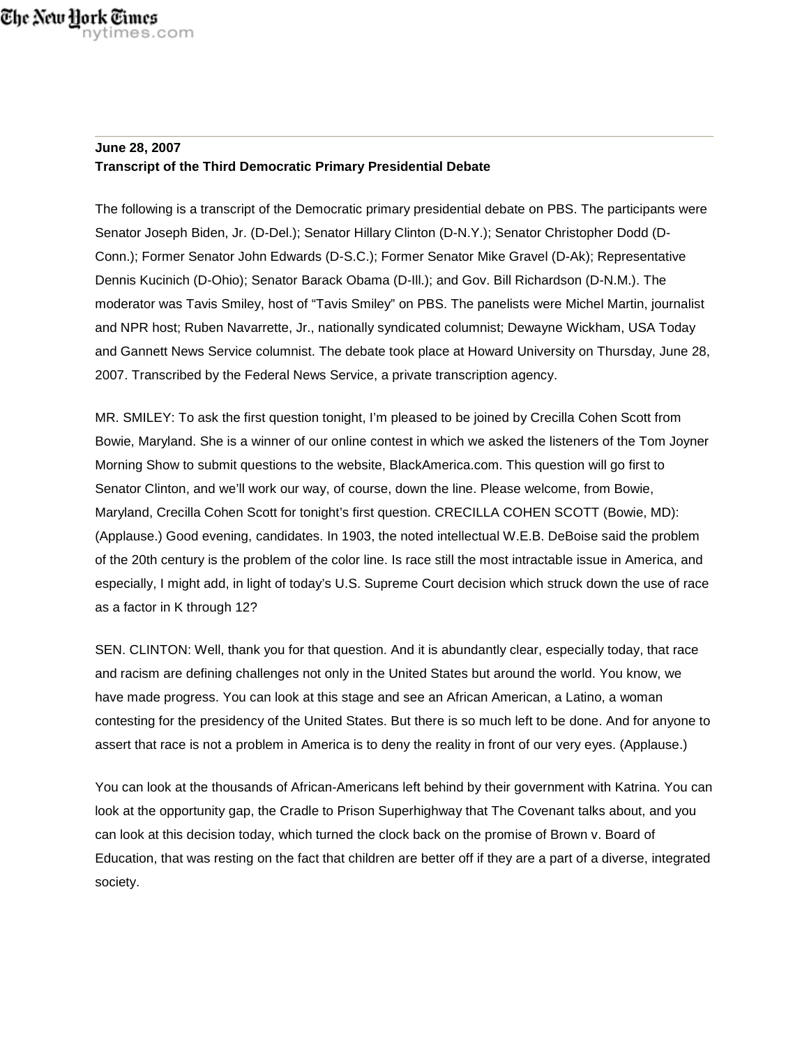**June 28, 2007**
**Transcript of the Third Democratic Primary Presidential Debate**

The following is a transcript of the Democratic primary presidential debate on PBS. The participants were Senator Joseph Biden, Jr. (D-Del.); Senator Hillary Clinton (D-N.Y.); Senator Christopher Dodd (D-Conn.); Former Senator John Edwards (D-S.C.); Former Senator Mike Gravel (D-Ak); Representative Dennis Kucinich (D-Ohio); Senator Barack Obama (D-Ill.); and Gov. Bill Richardson (D-N.M.). The moderator was Tavis Smiley, host of “Tavis Smiley” on PBS. The panelists were Michel Martin, journalist and NPR host; Ruben Navarrette, Jr., nationally syndicated columnist; Dewayne Wickham, USA Today and Gannett News Service columnist. The debate took place at Howard University on Thursday, June 28, 2007. Transcribed by the Federal News Service, a private transcription agency.

MR. SMILEY: To ask the first question tonight, I’m pleased to be joined by Crecilla Cohen Scott from Bowie, Maryland. She is a winner of our online contest in which we asked the listeners of the Tom Joyner Morning Show to submit questions to the website, BlackAmerica.com. This question will go first to Senator Clinton, and we’ll work our way, of course, down the line. Please welcome, from Bowie, Maryland, Crecilla Cohen Scott for tonight’s first question. CRECILLA COHEN SCOTT (Bowie, MD): (Applause.) Good evening, candidates. In 1903, the noted intellectual W.E.B. DeBoise said the problem of the 20th century is the problem of the color line. Is race still the most intractable issue in America, and especially, I might add, in light of today’s U.S. Supreme Court decision which struck down the use of race as a factor in K through 12?

SEN. CLINTON: Well, thank you for that question. And it is abundantly clear, especially today, that race and racism are defining challenges not only in the United States but around the world. You know, we have made progress. You can look at this stage and see an African American, a Latino, a woman contesting for the presidency of the United States. But there is so much left to be done. And for anyone to assert that race is not a problem in America is to deny the reality in front of our very eyes. (Applause.)

You can look at the thousands of African-Americans left behind by their government with Katrina. You can look at the opportunity gap, the Cradle to Prison Superhighway that The Covenant talks about, and you can look at this decision today, which turned the clock back on the promise of Brown v. Board of Education, that was resting on the fact that children are better off if they are a part of a diverse, integrated society.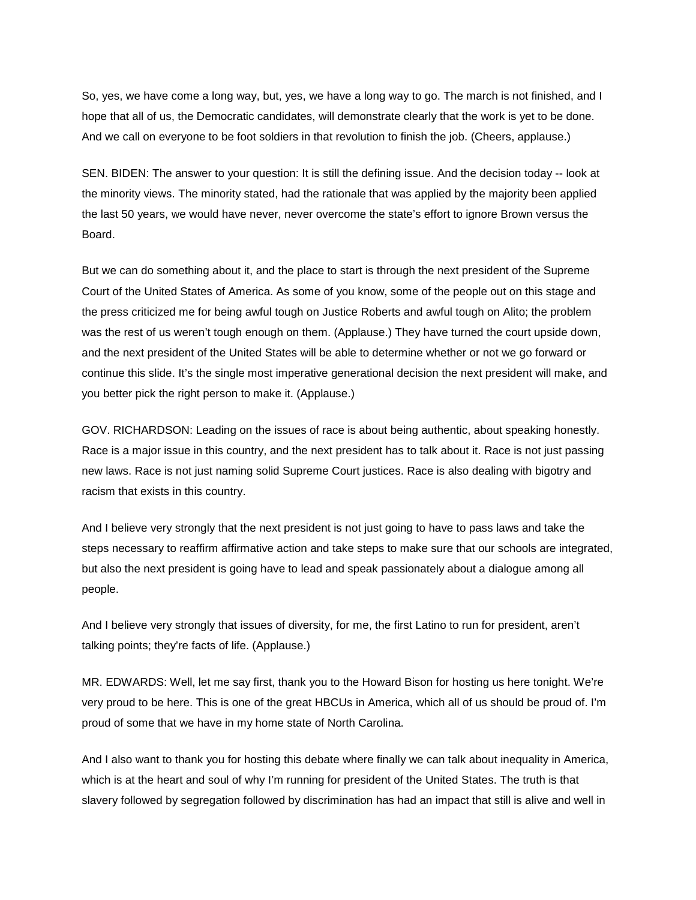So, yes, we have come a long way, but, yes, we have a long way to go. The march is not finished, and I hope that all of us, the Democratic candidates, will demonstrate clearly that the work is yet to be done. And we call on everyone to be foot soldiers in that revolution to finish the job. (Cheers, applause.)

SEN. BIDEN: The answer to your question: It is still the defining issue. And the decision today -- look at the minority views. The minority stated, had the rationale that was applied by the majority been applied the last 50 years, we would have never, never overcome the state's effort to ignore Brown versus the Board.

But we can do something about it, and the place to start is through the next president of the Supreme Court of the United States of America. As some of you know, some of the people out on this stage and the press criticized me for being awful tough on Justice Roberts and awful tough on Alito; the problem was the rest of us weren't tough enough on them. (Applause.) They have turned the court upside down, and the next president of the United States will be able to determine whether or not we go forward or continue this slide. It's the single most imperative generational decision the next president will make, and you better pick the right person to make it. (Applause.)

GOV. RICHARDSON: Leading on the issues of race is about being authentic, about speaking honestly. Race is a major issue in this country, and the next president has to talk about it. Race is not just passing new laws. Race is not just naming solid Supreme Court justices. Race is also dealing with bigotry and racism that exists in this country.

And I believe very strongly that the next president is not just going to have to pass laws and take the steps necessary to reaffirm affirmative action and take steps to make sure that our schools are integrated, but also the next president is going have to lead and speak passionately about a dialogue among all people.

And I believe very strongly that issues of diversity, for me, the first Latino to run for president, aren't talking points; they're facts of life. (Applause.)

MR. EDWARDS: Well, let me say first, thank you to the Howard Bison for hosting us here tonight. We're very proud to be here. This is one of the great HBCUs in America, which all of us should be proud of. I'm proud of some that we have in my home state of North Carolina.

And I also want to thank you for hosting this debate where finally we can talk about inequality in America, which is at the heart and soul of why I'm running for president of the United States. The truth is that slavery followed by segregation followed by discrimination has had an impact that still is alive and well in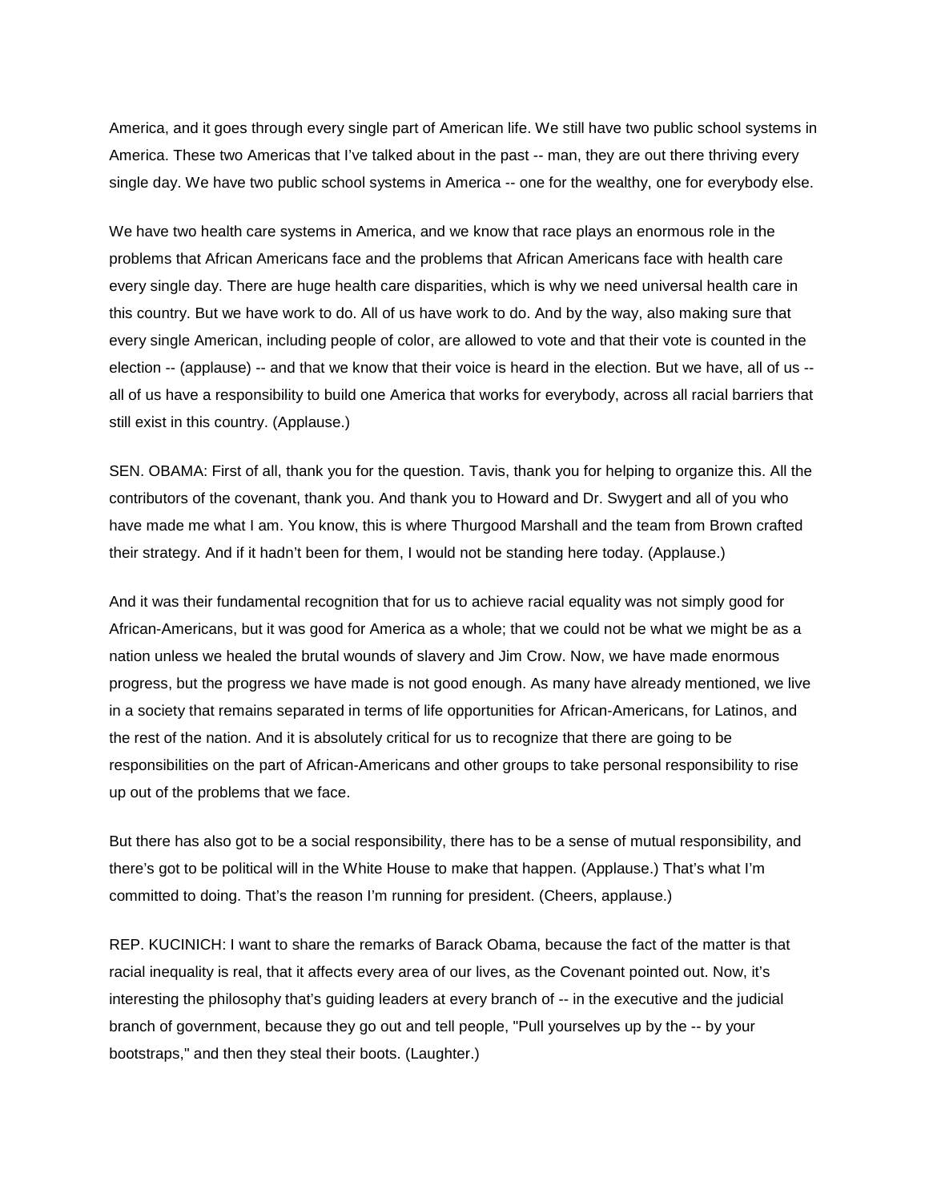America, and it goes through every single part of American life. We still have two public school systems in America. These two Americas that I've talked about in the past -- man, they are out there thriving every single day. We have two public school systems in America -- one for the wealthy, one for everybody else.

We have two health care systems in America, and we know that race plays an enormous role in the problems that African Americans face and the problems that African Americans face with health care every single day. There are huge health care disparities, which is why we need universal health care in this country. But we have work to do. All of us have work to do. And by the way, also making sure that every single American, including people of color, are allowed to vote and that their vote is counted in the election -- (applause) -- and that we know that their voice is heard in the election. But we have, all of us -- all of us have a responsibility to build one America that works for everybody, across all racial barriers that still exist in this country. (Applause.)

SEN. OBAMA: First of all, thank you for the question. Tavis, thank you for helping to organize this. All the contributors of the covenant, thank you. And thank you to Howard and Dr. Swygert and all of you who have made me what I am. You know, this is where Thurgood Marshall and the team from Brown crafted their strategy. And if it hadn't been for them, I would not be standing here today. (Applause.)

And it was their fundamental recognition that for us to achieve racial equality was not simply good for African-Americans, but it was good for America as a whole; that we could not be what we might be as a nation unless we healed the brutal wounds of slavery and Jim Crow. Now, we have made enormous progress, but the progress we have made is not good enough. As many have already mentioned, we live in a society that remains separated in terms of life opportunities for African-Americans, for Latinos, and the rest of the nation. And it is absolutely critical for us to recognize that there are going to be responsibilities on the part of African-Americans and other groups to take personal responsibility to rise up out of the problems that we face.

But there has also got to be a social responsibility, there has to be a sense of mutual responsibility, and there's got to be political will in the White House to make that happen. (Applause.) That's what I'm committed to doing. That's the reason I'm running for president. (Cheers, applause.)

REP. KUCINICH: I want to share the remarks of Barack Obama, because the fact of the matter is that racial inequality is real, that it affects every area of our lives, as the Covenant pointed out. Now, it's interesting the philosophy that's guiding leaders at every branch of -- in the executive and the judicial branch of government, because they go out and tell people, "Pull yourselves up by the -- by your bootstraps," and then they steal their boots. (Laughter.)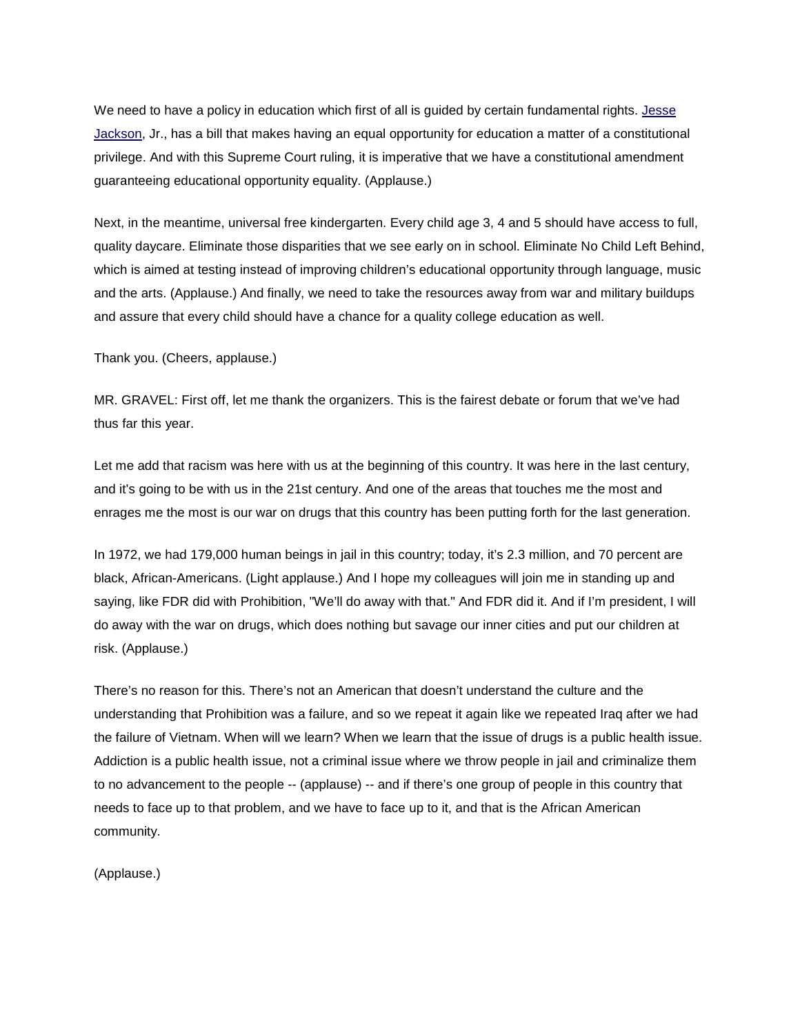We need to have a policy in education which first of all is guided by certain fundamental rights. Jesse Jackson, Jr., has a bill that makes having an equal opportunity for education a matter of a constitutional privilege. And with this Supreme Court ruling, it is imperative that we have a constitutional amendment guaranteeing educational opportunity equality. (Applause.)

Next, in the meantime, universal free kindergarten. Every child age 3, 4 and 5 should have access to full, quality daycare. Eliminate those disparities that we see early on in school. Eliminate No Child Left Behind, which is aimed at testing instead of improving children's educational opportunity through language, music and the arts. (Applause.) And finally, we need to take the resources away from war and military buildups and assure that every child should have a chance for a quality college education as well.

Thank you. (Cheers, applause.)

MR. GRAVEL: First off, let me thank the organizers. This is the fairest debate or forum that we've had thus far this year.

Let me add that racism was here with us at the beginning of this country. It was here in the last century, and it's going to be with us in the 21st century. And one of the areas that touches me the most and enrages me the most is our war on drugs that this country has been putting forth for the last generation.

In 1972, we had 179,000 human beings in jail in this country; today, it's 2.3 million, and 70 percent are black, African-Americans. (Light applause.) And I hope my colleagues will join me in standing up and saying, like FDR did with Prohibition, "We'll do away with that." And FDR did it. And if I'm president, I will do away with the war on drugs, which does nothing but savage our inner cities and put our children at risk. (Applause.)

There's no reason for this. There's not an American that doesn't understand the culture and the understanding that Prohibition was a failure, and so we repeat it again like we repeated Iraq after we had the failure of Vietnam. When will we learn? When we learn that the issue of drugs is a public health issue. Addiction is a public health issue, not a criminal issue where we throw people in jail and criminalize them to no advancement to the people -- (applause) -- and if there's one group of people in this country that needs to face up to that problem, and we have to face up to it, and that is the African American community.

(Applause.)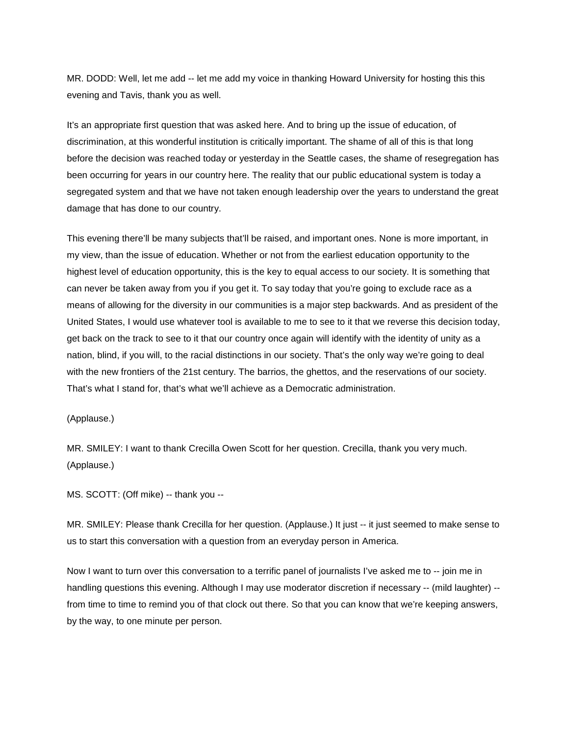MR. DODD: Well, let me add -- let me add my voice in thanking Howard University for hosting this this evening and Tavis, thank you as well.

It's an appropriate first question that was asked here. And to bring up the issue of education, of discrimination, at this wonderful institution is critically important. The shame of all of this is that long before the decision was reached today or yesterday in the Seattle cases, the shame of resegregation has been occurring for years in our country here. The reality that our public educational system is today a segregated system and that we have not taken enough leadership over the years to understand the great damage that has done to our country.

This evening there'll be many subjects that'll be raised, and important ones. None is more important, in my view, than the issue of education. Whether or not from the earliest education opportunity to the highest level of education opportunity, this is the key to equal access to our society. It is something that can never be taken away from you if you get it. To say today that you're going to exclude race as a means of allowing for the diversity in our communities is a major step backwards. And as president of the United States, I would use whatever tool is available to me to see to it that we reverse this decision today, get back on the track to see to it that our country once again will identify with the identity of unity as a nation, blind, if you will, to the racial distinctions in our society. That's the only way we're going to deal with the new frontiers of the 21st century. The barrios, the ghettos, and the reservations of our society. That's what I stand for, that's what we'll achieve as a Democratic administration.

(Applause.)

MR. SMILEY: I want to thank Crecilla Owen Scott for her question. Crecilla, thank you very much. (Applause.)

MS. SCOTT: (Off mike) -- thank you --

MR. SMILEY: Please thank Crecilla for her question. (Applause.) It just -- it just seemed to make sense to us to start this conversation with a question from an everyday person in America.

Now I want to turn over this conversation to a terrific panel of journalists I've asked me to -- join me in handling questions this evening. Although I may use moderator discretion if necessary -- (mild laughter) -- from time to time to remind you of that clock out there. So that you can know that we're keeping answers, by the way, to one minute per person.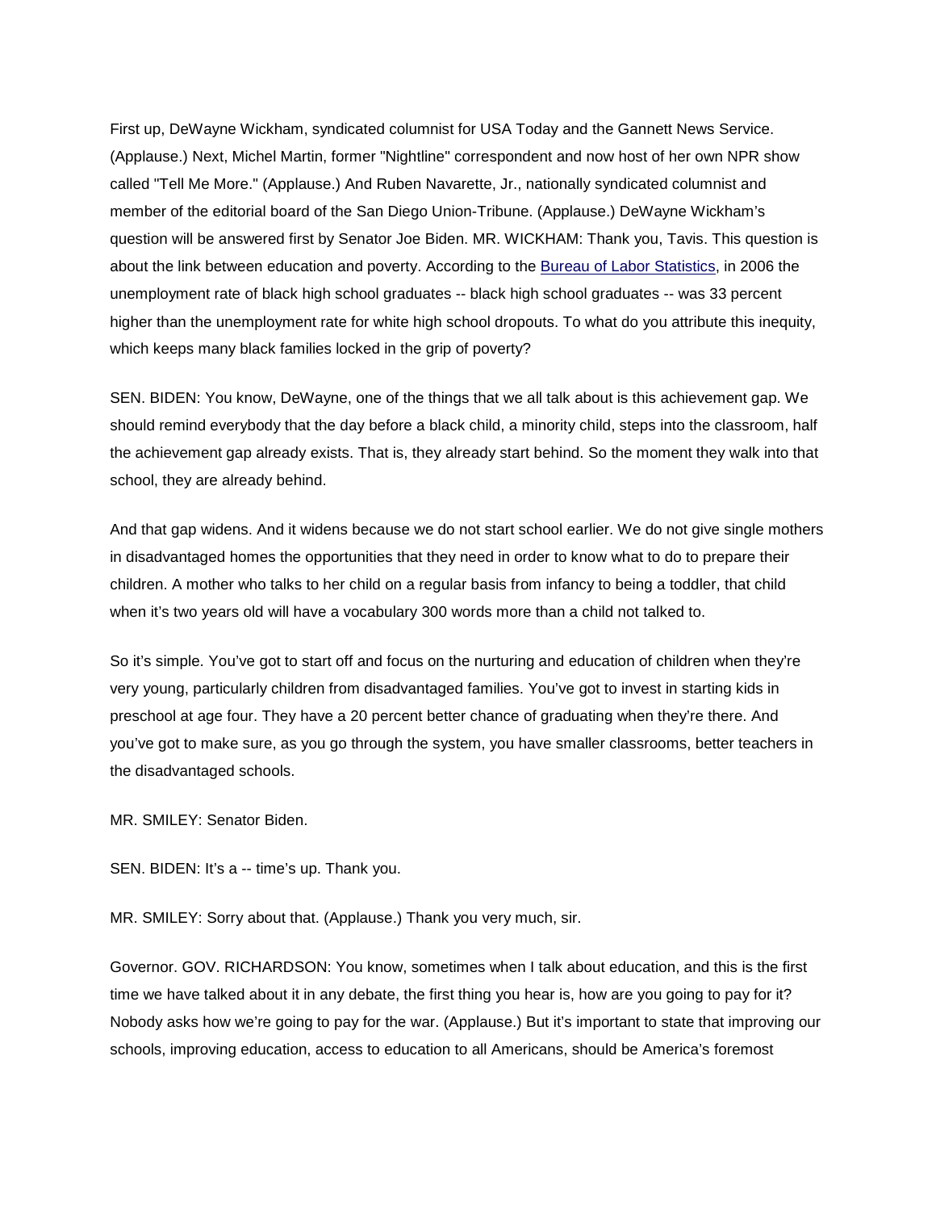First up, DeWayne Wickham, syndicated columnist for USA Today and the Gannett News Service. (Applause.) Next, Michel Martin, former "Nightline" correspondent and now host of her own NPR show called "Tell Me More." (Applause.) And Ruben Navarette, Jr., nationally syndicated columnist and member of the editorial board of the San Diego Union-Tribune. (Applause.) DeWayne Wickham's question will be answered first by Senator Joe Biden. MR. WICKHAM: Thank you, Tavis. This question is about the link between education and poverty. According to the Bureau of Labor Statistics, in 2006 the unemployment rate of black high school graduates -- black high school graduates -- was 33 percent higher than the unemployment rate for white high school dropouts. To what do you attribute this inequity, which keeps many black families locked in the grip of poverty?

SEN. BIDEN: You know, DeWayne, one of the things that we all talk about is this achievement gap. We should remind everybody that the day before a black child, a minority child, steps into the classroom, half the achievement gap already exists. That is, they already start behind. So the moment they walk into that school, they are already behind.

And that gap widens. And it widens because we do not start school earlier. We do not give single mothers in disadvantaged homes the opportunities that they need in order to know what to do to prepare their children. A mother who talks to her child on a regular basis from infancy to being a toddler, that child when it's two years old will have a vocabulary 300 words more than a child not talked to.

So it's simple. You've got to start off and focus on the nurturing and education of children when they're very young, particularly children from disadvantaged families. You've got to invest in starting kids in preschool at age four. They have a 20 percent better chance of graduating when they're there. And you've got to make sure, as you go through the system, you have smaller classrooms, better teachers in the disadvantaged schools.

MR. SMILEY: Senator Biden.

SEN. BIDEN: It's a -- time's up. Thank you.

MR. SMILEY: Sorry about that. (Applause.) Thank you very much, sir.

Governor. GOV. RICHARDSON: You know, sometimes when I talk about education, and this is the first time we have talked about it in any debate, the first thing you hear is, how are you going to pay for it? Nobody asks how we're going to pay for the war. (Applause.) But it's important to state that improving our schools, improving education, access to education to all Americans, should be America's foremost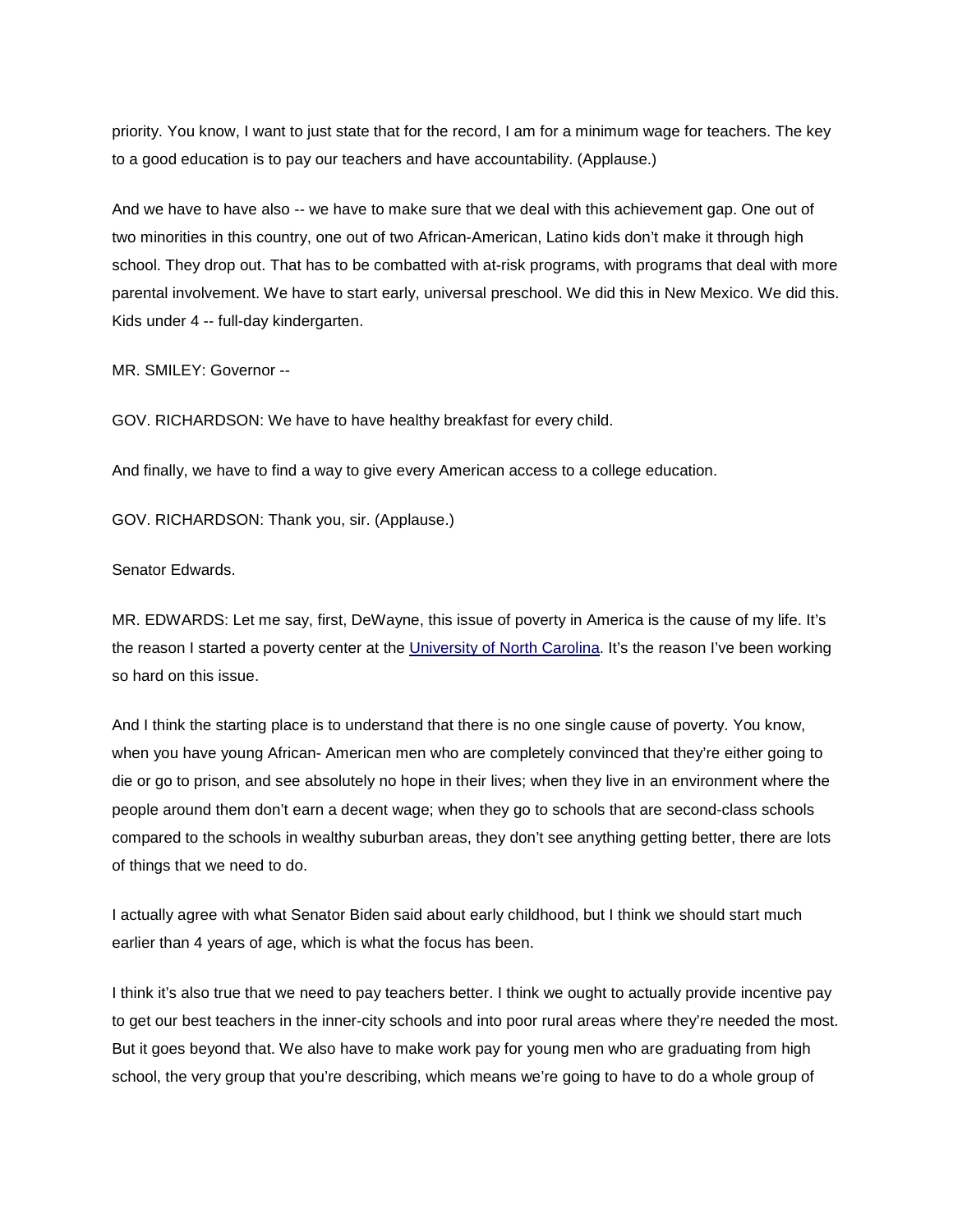priority. You know, I want to just state that for the record, I am for a minimum wage for teachers. The key to a good education is to pay our teachers and have accountability. (Applause.)

And we have to have also -- we have to make sure that we deal with this achievement gap. One out of two minorities in this country, one out of two African-American, Latino kids don't make it through high school. They drop out. That has to be combatted with at-risk programs, with programs that deal with more parental involvement. We have to start early, universal preschool. We did this in New Mexico. We did this. Kids under 4 -- full-day kindergarten.

MR. SMILEY: Governor --

GOV. RICHARDSON: We have to have healthy breakfast for every child.

And finally, we have to find a way to give every American access to a college education.

GOV. RICHARDSON: Thank you, sir. (Applause.)

Senator Edwards.

MR. EDWARDS: Let me say, first, DeWayne, this issue of poverty in America is the cause of my life. It's the reason I started a poverty center at the University of North Carolina. It's the reason I've been working so hard on this issue.

And I think the starting place is to understand that there is no one single cause of poverty. You know, when you have young African- American men who are completely convinced that they're either going to die or go to prison, and see absolutely no hope in their lives; when they live in an environment where the people around them don't earn a decent wage; when they go to schools that are second-class schools compared to the schools in wealthy suburban areas, they don't see anything getting better, there are lots of things that we need to do.

I actually agree with what Senator Biden said about early childhood, but I think we should start much earlier than 4 years of age, which is what the focus has been.

I think it's also true that we need to pay teachers better. I think we ought to actually provide incentive pay to get our best teachers in the inner-city schools and into poor rural areas where they're needed the most. But it goes beyond that. We also have to make work pay for young men who are graduating from high school, the very group that you're describing, which means we're going to have to do a whole group of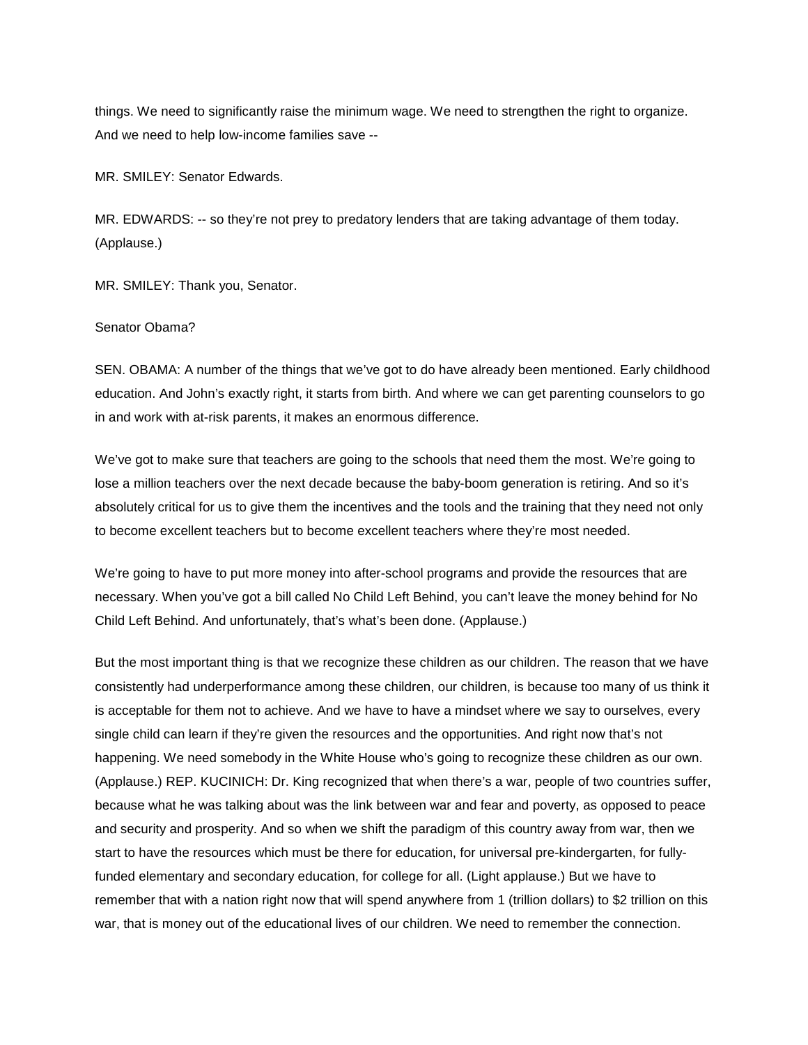things. We need to significantly raise the minimum wage. We need to strengthen the right to organize. And we need to help low-income families save --

MR. SMILEY: Senator Edwards.

MR. EDWARDS: -- so they're not prey to predatory lenders that are taking advantage of them today. (Applause.)

MR. SMILEY: Thank you, Senator.

Senator Obama?

SEN. OBAMA: A number of the things that we've got to do have already been mentioned. Early childhood education. And John's exactly right, it starts from birth. And where we can get parenting counselors to go in and work with at-risk parents, it makes an enormous difference.

We've got to make sure that teachers are going to the schools that need them the most. We're going to lose a million teachers over the next decade because the baby-boom generation is retiring. And so it's absolutely critical for us to give them the incentives and the tools and the training that they need not only to become excellent teachers but to become excellent teachers where they're most needed.

We're going to have to put more money into after-school programs and provide the resources that are necessary. When you've got a bill called No Child Left Behind, you can't leave the money behind for No Child Left Behind. And unfortunately, that's what's been done. (Applause.)

But the most important thing is that we recognize these children as our children. The reason that we have consistently had underperformance among these children, our children, is because too many of us think it is acceptable for them not to achieve. And we have to have a mindset where we say to ourselves, every single child can learn if they're given the resources and the opportunities. And right now that's not happening. We need somebody in the White House who's going to recognize these children as our own. (Applause.) REP. KUCINICH: Dr. King recognized that when there's a war, people of two countries suffer, because what he was talking about was the link between war and fear and poverty, as opposed to peace and security and prosperity. And so when we shift the paradigm of this country away from war, then we start to have the resources which must be there for education, for universal pre-kindergarten, for fully-funded elementary and secondary education, for college for all. (Light applause.) But we have to remember that with a nation right now that will spend anywhere from 1 (trillion dollars) to $2 trillion on this war, that is money out of the educational lives of our children. We need to remember the connection.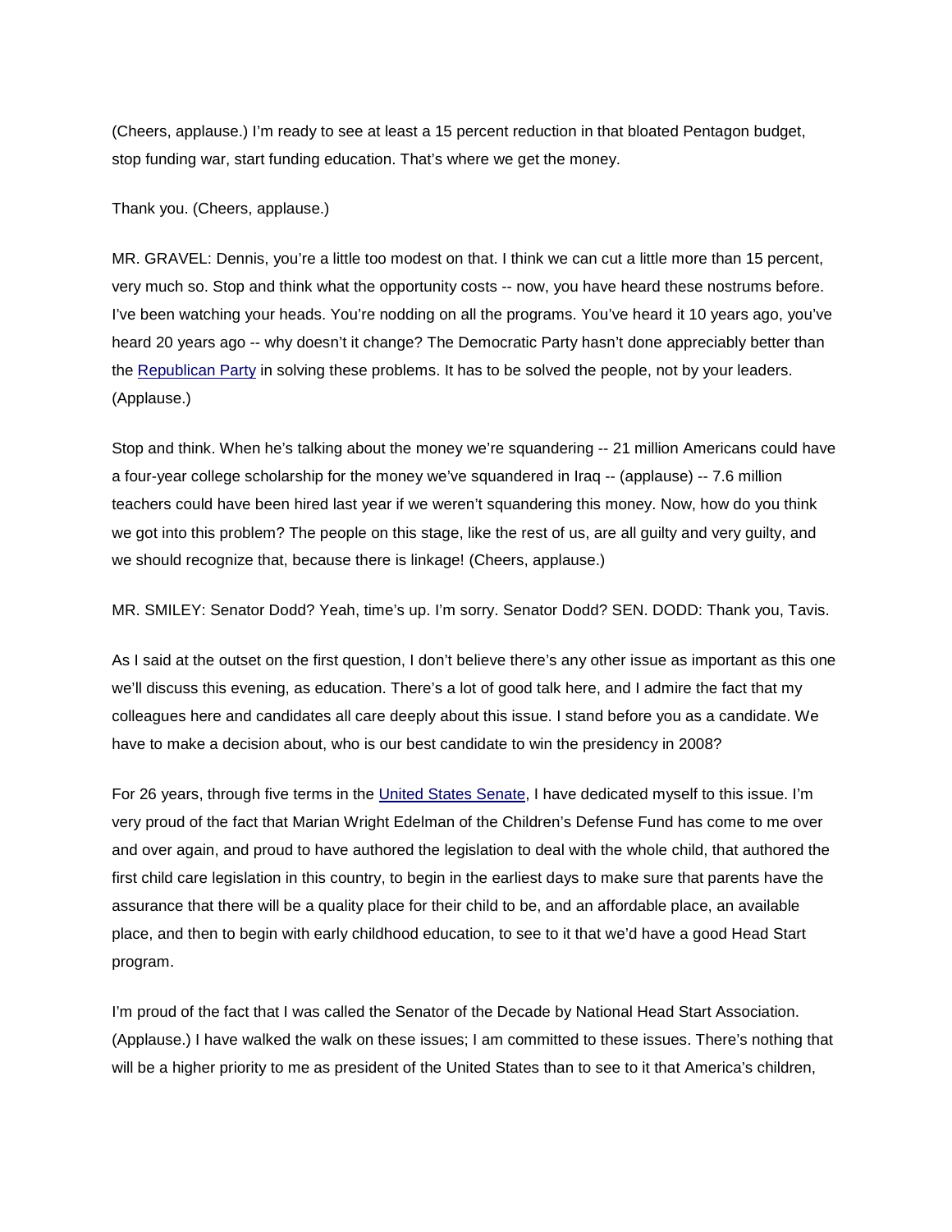(Cheers, applause.) I'm ready to see at least a 15 percent reduction in that bloated Pentagon budget, stop funding war, start funding education. That's where we get the money.

Thank you. (Cheers, applause.)

MR. GRAVEL: Dennis, you're a little too modest on that. I think we can cut a little more than 15 percent, very much so. Stop and think what the opportunity costs -- now, you have heard these nostrums before. I've been watching your heads. You're nodding on all the programs. You've heard it 10 years ago, you've heard 20 years ago -- why doesn't it change? The Democratic Party hasn't done appreciably better than the Republican Party in solving these problems. It has to be solved the people, not by your leaders. (Applause.)

Stop and think. When he's talking about the money we're squandering -- 21 million Americans could have a four-year college scholarship for the money we've squandered in Iraq -- (applause) -- 7.6 million teachers could have been hired last year if we weren't squandering this money. Now, how do you think we got into this problem? The people on this stage, like the rest of us, are all guilty and very guilty, and we should recognize that, because there is linkage! (Cheers, applause.)

MR. SMILEY: Senator Dodd? Yeah, time's up. I'm sorry. Senator Dodd? SEN. DODD: Thank you, Tavis.

As I said at the outset on the first question, I don't believe there's any other issue as important as this one we'll discuss this evening, as education. There's a lot of good talk here, and I admire the fact that my colleagues here and candidates all care deeply about this issue. I stand before you as a candidate. We have to make a decision about, who is our best candidate to win the presidency in 2008?

For 26 years, through five terms in the United States Senate, I have dedicated myself to this issue. I'm very proud of the fact that Marian Wright Edelman of the Children's Defense Fund has come to me over and over again, and proud to have authored the legislation to deal with the whole child, that authored the first child care legislation in this country, to begin in the earliest days to make sure that parents have the assurance that there will be a quality place for their child to be, and an affordable place, an available place, and then to begin with early childhood education, to see to it that we'd have a good Head Start program.

I'm proud of the fact that I was called the Senator of the Decade by National Head Start Association. (Applause.) I have walked the walk on these issues; I am committed to these issues. There's nothing that will be a higher priority to me as president of the United States than to see to it that America's children,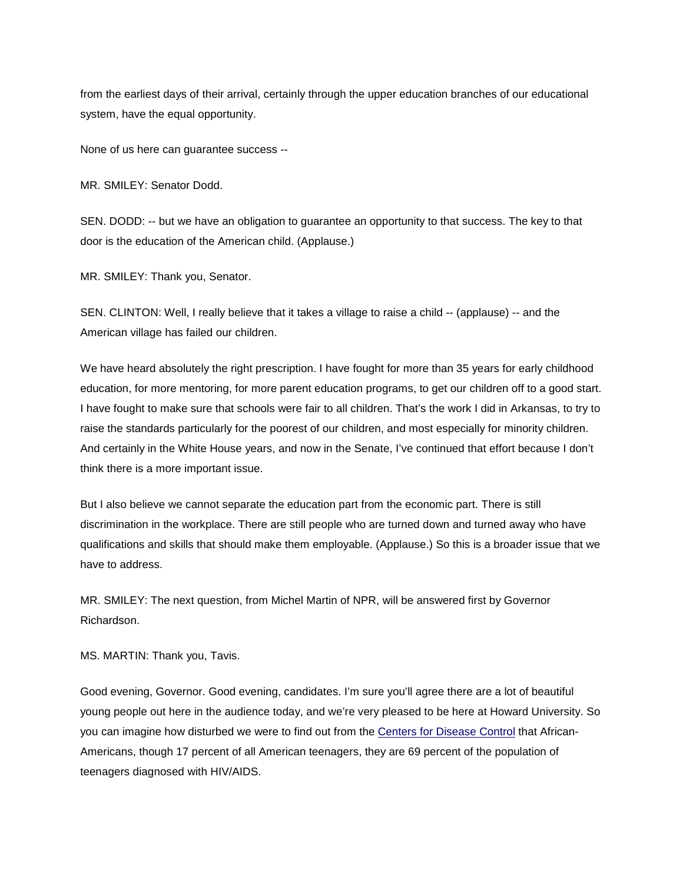from the earliest days of their arrival, certainly through the upper education branches of our educational system, have the equal opportunity.

None of us here can guarantee success --

MR. SMILEY: Senator Dodd.

SEN. DODD: -- but we have an obligation to guarantee an opportunity to that success. The key to that door is the education of the American child. (Applause.)

MR. SMILEY: Thank you, Senator.

SEN. CLINTON: Well, I really believe that it takes a village to raise a child -- (applause) -- and the American village has failed our children.

We have heard absolutely the right prescription. I have fought for more than 35 years for early childhood education, for more mentoring, for more parent education programs, to get our children off to a good start. I have fought to make sure that schools were fair to all children. That's the work I did in Arkansas, to try to raise the standards particularly for the poorest of our children, and most especially for minority children. And certainly in the White House years, and now in the Senate, I've continued that effort because I don't think there is a more important issue.

But I also believe we cannot separate the education part from the economic part. There is still discrimination in the workplace. There are still people who are turned down and turned away who have qualifications and skills that should make them employable. (Applause.) So this is a broader issue that we have to address.

MR. SMILEY: The next question, from Michel Martin of NPR, will be answered first by Governor Richardson.

MS. MARTIN: Thank you, Tavis.

Good evening, Governor. Good evening, candidates. I'm sure you'll agree there are a lot of beautiful young people out here in the audience today, and we're very pleased to be here at Howard University. So you can imagine how disturbed we were to find out from the Centers for Disease Control that African-Americans, though 17 percent of all American teenagers, they are 69 percent of the population of teenagers diagnosed with HIV/AIDS.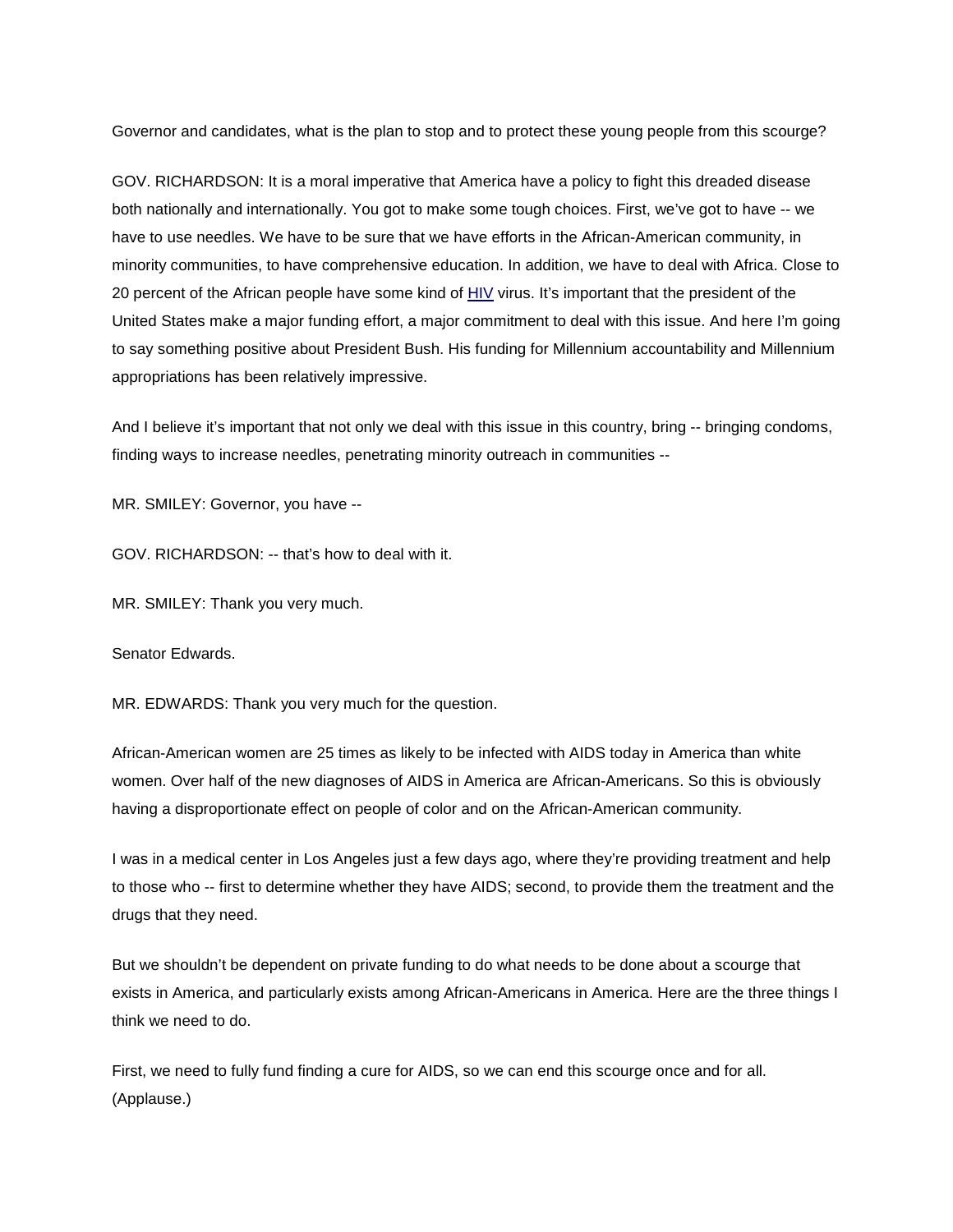Governor and candidates, what is the plan to stop and to protect these young people from this scourge?

GOV. RICHARDSON: It is a moral imperative that America have a policy to fight this dreaded disease both nationally and internationally. You got to make some tough choices. First, we've got to have -- we have to use needles. We have to be sure that we have efforts in the African-American community, in minority communities, to have comprehensive education. In addition, we have to deal with Africa. Close to 20 percent of the African people have some kind of HIV virus. It's important that the president of the United States make a major funding effort, a major commitment to deal with this issue. And here I'm going to say something positive about President Bush. His funding for Millennium accountability and Millennium appropriations has been relatively impressive.

And I believe it's important that not only we deal with this issue in this country, bring -- bringing condoms, finding ways to increase needles, penetrating minority outreach in communities --

MR. SMILEY: Governor, you have --

GOV. RICHARDSON: -- that's how to deal with it.

MR. SMILEY: Thank you very much.

Senator Edwards.

MR. EDWARDS: Thank you very much for the question.

African-American women are 25 times as likely to be infected with AIDS today in America than white women. Over half of the new diagnoses of AIDS in America are African-Americans. So this is obviously having a disproportionate effect on people of color and on the African-American community.

I was in a medical center in Los Angeles just a few days ago, where they're providing treatment and help to those who -- first to determine whether they have AIDS; second, to provide them the treatment and the drugs that they need.

But we shouldn't be dependent on private funding to do what needs to be done about a scourge that exists in America, and particularly exists among African-Americans in America. Here are the three things I think we need to do.

First, we need to fully fund finding a cure for AIDS, so we can end this scourge once and for all. (Applause.)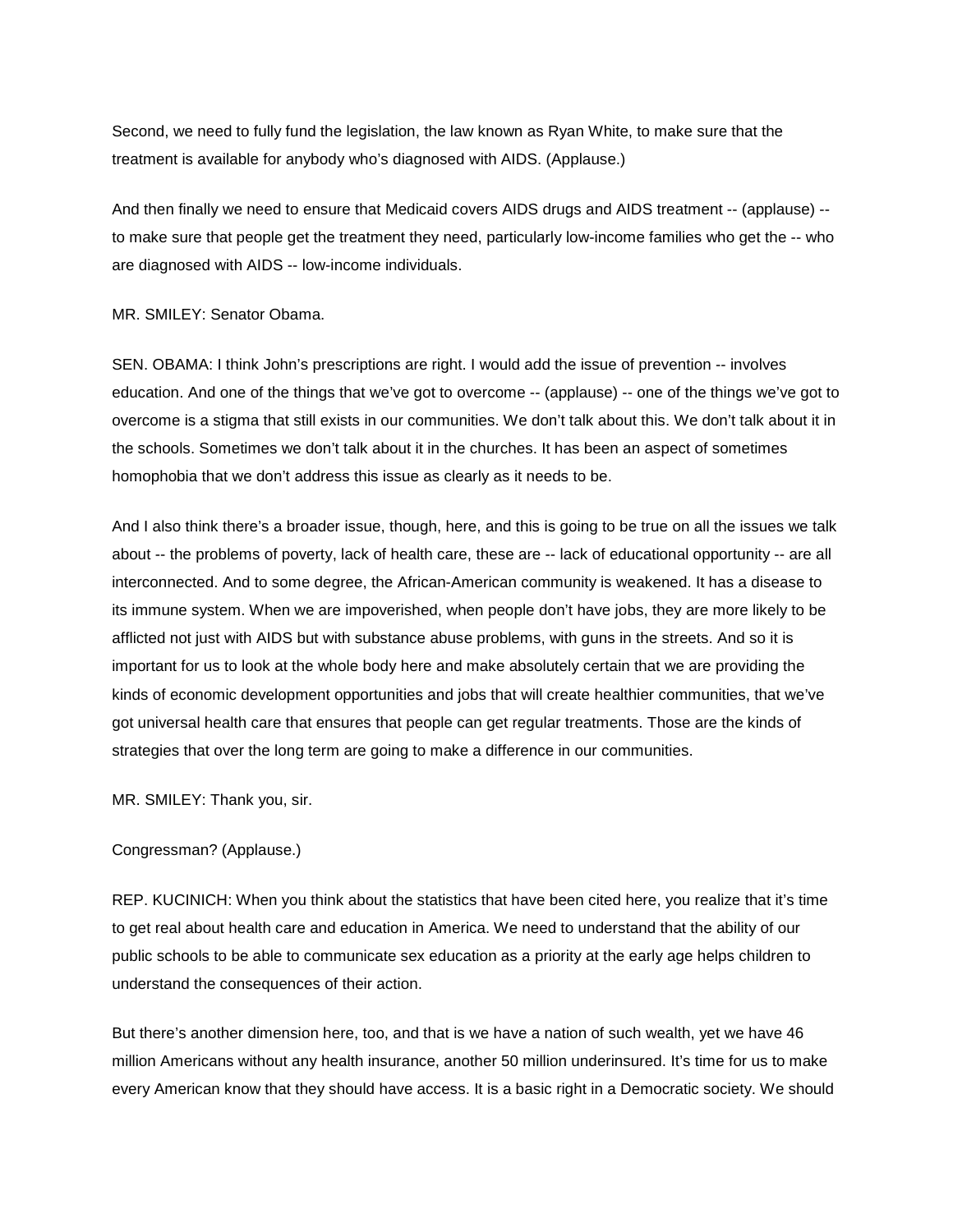Second, we need to fully fund the legislation, the law known as Ryan White, to make sure that the treatment is available for anybody who's diagnosed with AIDS. (Applause.)

And then finally we need to ensure that Medicaid covers AIDS drugs and AIDS treatment -- (applause) -- to make sure that people get the treatment they need, particularly low-income families who get the -- who are diagnosed with AIDS -- low-income individuals.

MR. SMILEY: Senator Obama.

SEN. OBAMA: I think John's prescriptions are right. I would add the issue of prevention -- involves education. And one of the things that we've got to overcome -- (applause) -- one of the things we've got to overcome is a stigma that still exists in our communities. We don't talk about this. We don't talk about it in the schools. Sometimes we don't talk about it in the churches. It has been an aspect of sometimes homophobia that we don't address this issue as clearly as it needs to be.

And I also think there's a broader issue, though, here, and this is going to be true on all the issues we talk about -- the problems of poverty, lack of health care, these are -- lack of educational opportunity -- are all interconnected. And to some degree, the African-American community is weakened. It has a disease to its immune system. When we are impoverished, when people don't have jobs, they are more likely to be afflicted not just with AIDS but with substance abuse problems, with guns in the streets. And so it is important for us to look at the whole body here and make absolutely certain that we are providing the kinds of economic development opportunities and jobs that will create healthier communities, that we've got universal health care that ensures that people can get regular treatments. Those are the kinds of strategies that over the long term are going to make a difference in our communities.

MR. SMILEY: Thank you, sir.

Congressman? (Applause.)

REP. KUCINICH: When you think about the statistics that have been cited here, you realize that it's time to get real about health care and education in America. We need to understand that the ability of our public schools to be able to communicate sex education as a priority at the early age helps children to understand the consequences of their action.

But there's another dimension here, too, and that is we have a nation of such wealth, yet we have 46 million Americans without any health insurance, another 50 million underinsured. It's time for us to make every American know that they should have access. It is a basic right in a Democratic society. We should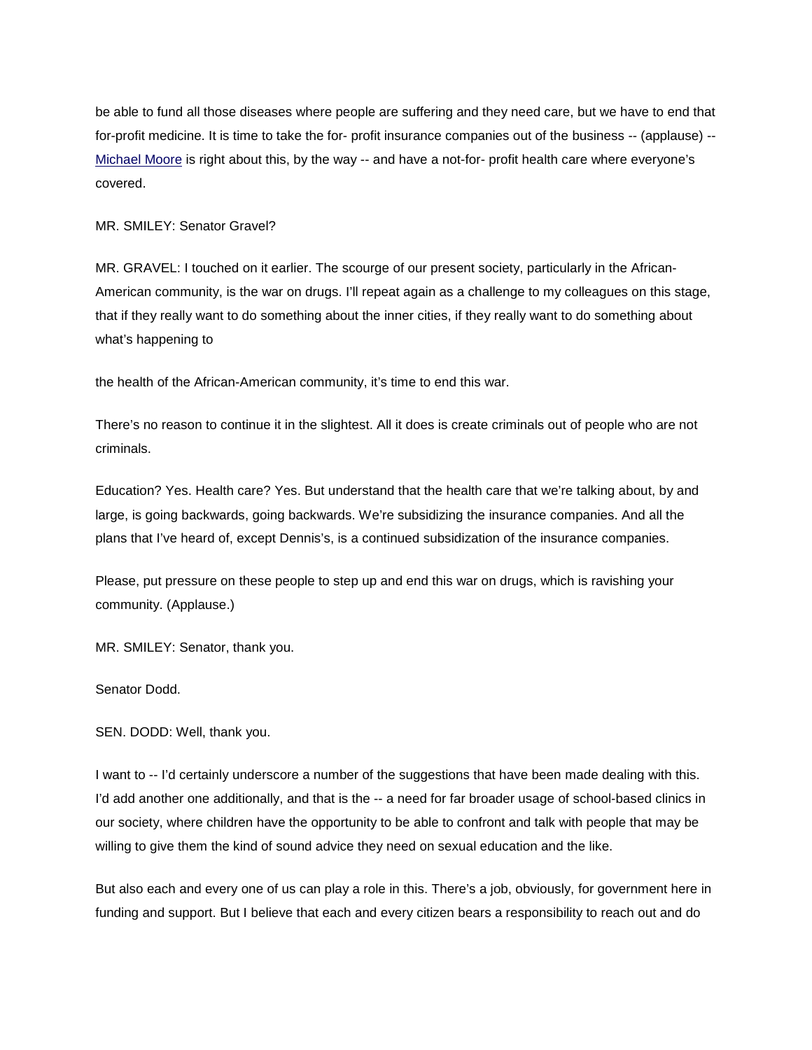be able to fund all those diseases where people are suffering and they need care, but we have to end that for-profit medicine. It is time to take the for- profit insurance companies out of the business -- (applause) -- Michael Moore is right about this, by the way -- and have a not-for- profit health care where everyone's covered.

MR. SMILEY: Senator Gravel?

MR. GRAVEL: I touched on it earlier. The scourge of our present society, particularly in the African-American community, is the war on drugs. I'll repeat again as a challenge to my colleagues on this stage, that if they really want to do something about the inner cities, if they really want to do something about what's happening to

the health of the African-American community, it's time to end this war.

There's no reason to continue it in the slightest. All it does is create criminals out of people who are not criminals.

Education? Yes. Health care? Yes. But understand that the health care that we're talking about, by and large, is going backwards, going backwards. We're subsidizing the insurance companies. And all the plans that I've heard of, except Dennis's, is a continued subsidization of the insurance companies.

Please, put pressure on these people to step up and end this war on drugs, which is ravishing your community. (Applause.)

MR. SMILEY: Senator, thank you.

Senator Dodd.

SEN. DODD: Well, thank you.

I want to -- I'd certainly underscore a number of the suggestions that have been made dealing with this. I'd add another one additionally, and that is the -- a need for far broader usage of school-based clinics in our society, where children have the opportunity to be able to confront and talk with people that may be willing to give them the kind of sound advice they need on sexual education and the like.

But also each and every one of us can play a role in this. There's a job, obviously, for government here in funding and support. But I believe that each and every citizen bears a responsibility to reach out and do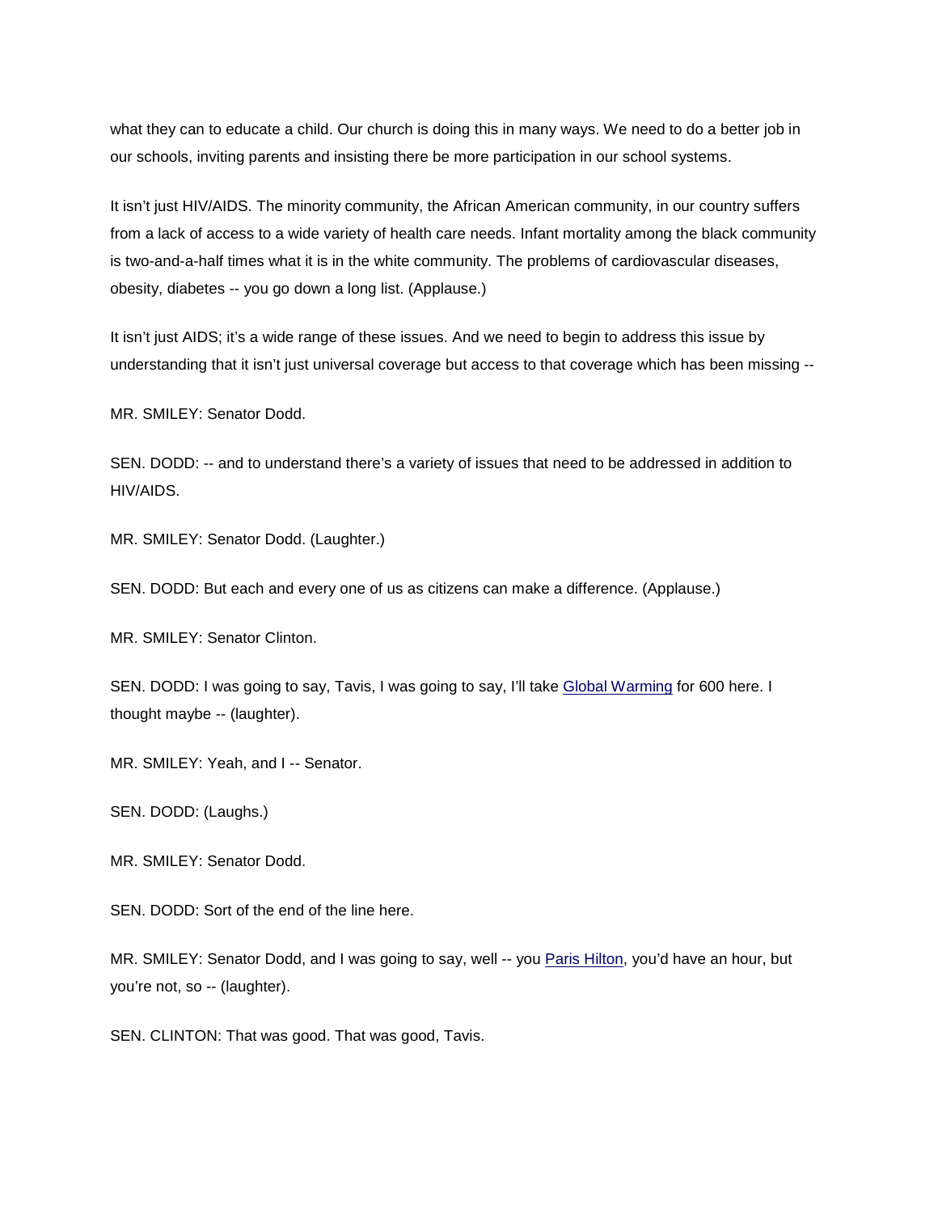what they can to educate a child. Our church is doing this in many ways. We need to do a better job in our schools, inviting parents and insisting there be more participation in our school systems.

It isn't just HIV/AIDS. The minority community, the African American community, in our country suffers from a lack of access to a wide variety of health care needs. Infant mortality among the black community is two-and-a-half times what it is in the white community. The problems of cardiovascular diseases, obesity, diabetes -- you go down a long list. (Applause.)

It isn't just AIDS; it's a wide range of these issues. And we need to begin to address this issue by understanding that it isn't just universal coverage but access to that coverage which has been missing --

MR. SMILEY: Senator Dodd.

SEN. DODD: -- and to understand there's a variety of issues that need to be addressed in addition to HIV/AIDS.

MR. SMILEY: Senator Dodd. (Laughter.)

SEN. DODD: But each and every one of us as citizens can make a difference. (Applause.)

MR. SMILEY: Senator Clinton.

SEN. DODD: I was going to say, Tavis, I was going to say, I'll take Global Warming for 600 here. I thought maybe -- (laughter).

MR. SMILEY: Yeah, and I -- Senator.

SEN. DODD: (Laughs.)

MR. SMILEY: Senator Dodd.

SEN. DODD: Sort of the end of the line here.

MR. SMILEY: Senator Dodd, and I was going to say, well -- you Paris Hilton, you'd have an hour, but you're not, so -- (laughter).

SEN. CLINTON: That was good. That was good, Tavis.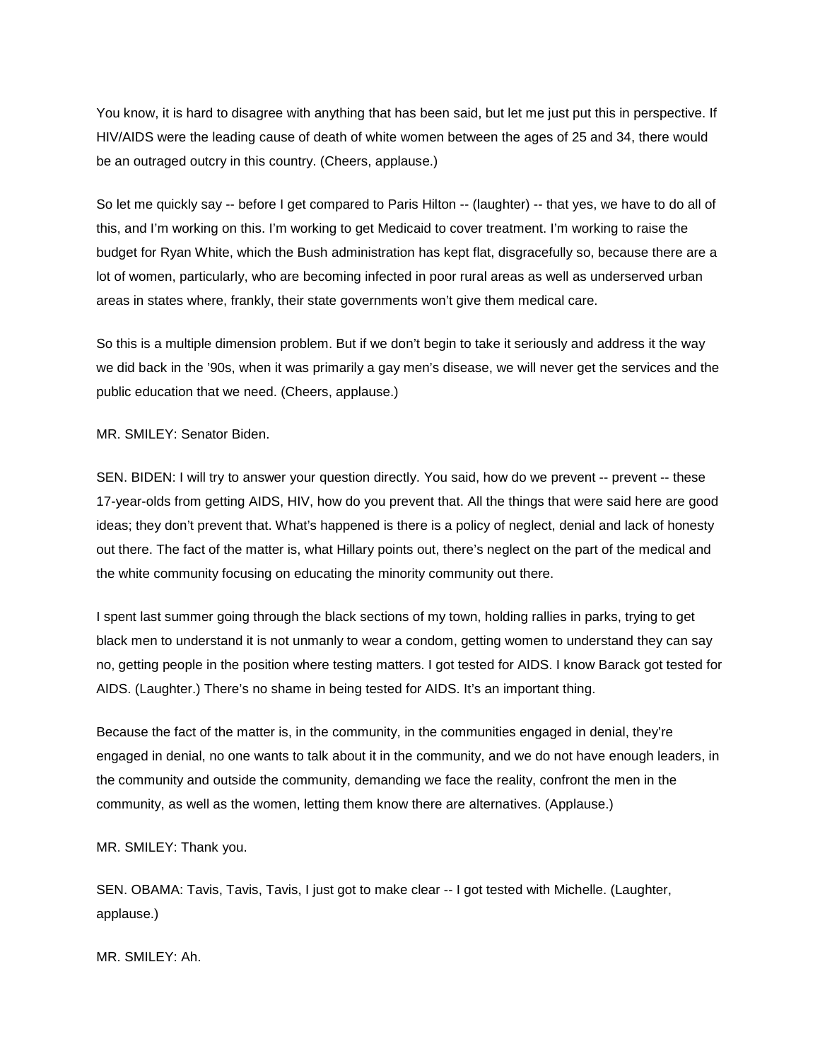You know, it is hard to disagree with anything that has been said, but let me just put this in perspective. If HIV/AIDS were the leading cause of death of white women between the ages of 25 and 34, there would be an outraged outcry in this country. (Cheers, applause.)

So let me quickly say -- before I get compared to Paris Hilton -- (laughter) -- that yes, we have to do all of this, and I'm working on this. I'm working to get Medicaid to cover treatment. I'm working to raise the budget for Ryan White, which the Bush administration has kept flat, disgracefully so, because there are a lot of women, particularly, who are becoming infected in poor rural areas as well as underserved urban areas in states where, frankly, their state governments won't give them medical care.

So this is a multiple dimension problem. But if we don't begin to take it seriously and address it the way we did back in the '90s, when it was primarily a gay men's disease, we will never get the services and the public education that we need. (Cheers, applause.)

MR. SMILEY: Senator Biden.

SEN. BIDEN: I will try to answer your question directly. You said, how do we prevent -- prevent -- these 17-year-olds from getting AIDS, HIV, how do you prevent that. All the things that were said here are good ideas; they don't prevent that. What's happened is there is a policy of neglect, denial and lack of honesty out there. The fact of the matter is, what Hillary points out, there's neglect on the part of the medical and the white community focusing on educating the minority community out there.

I spent last summer going through the black sections of my town, holding rallies in parks, trying to get black men to understand it is not unmanly to wear a condom, getting women to understand they can say no, getting people in the position where testing matters. I got tested for AIDS. I know Barack got tested for AIDS. (Laughter.) There's no shame in being tested for AIDS. It's an important thing.

Because the fact of the matter is, in the community, in the communities engaged in denial, they're engaged in denial, no one wants to talk about it in the community, and we do not have enough leaders, in the community and outside the community, demanding we face the reality, confront the men in the community, as well as the women, letting them know there are alternatives. (Applause.)

MR. SMILEY: Thank you.

SEN. OBAMA: Tavis, Tavis, Tavis, I just got to make clear -- I got tested with Michelle. (Laughter, applause.)

MR. SMILEY: Ah.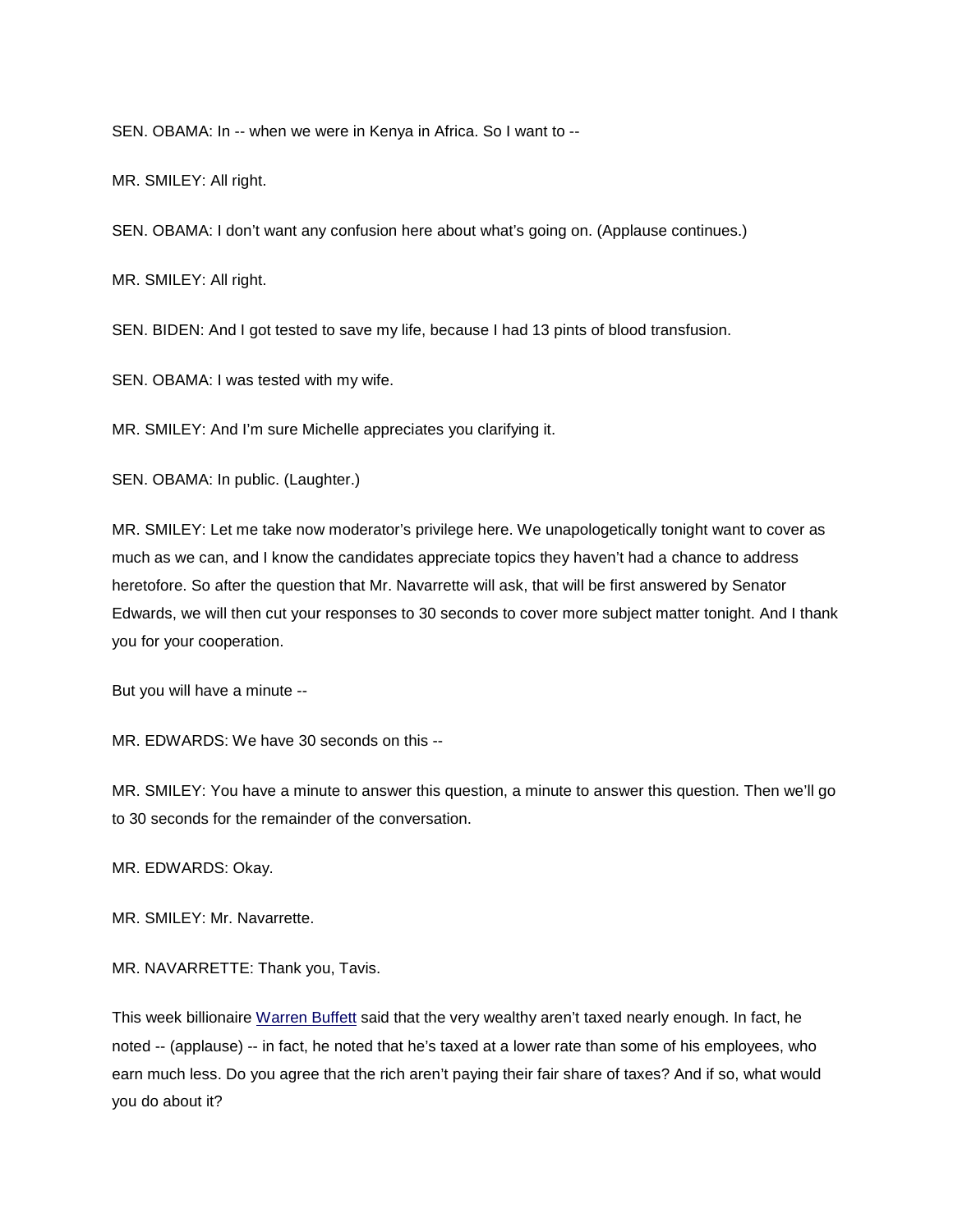SEN. OBAMA: In -- when we were in Kenya in Africa. So I want to --

MR. SMILEY: All right.

SEN. OBAMA: I don't want any confusion here about what's going on. (Applause continues.)

MR. SMILEY: All right.

SEN. BIDEN: And I got tested to save my life, because I had 13 pints of blood transfusion.

SEN. OBAMA: I was tested with my wife.

MR. SMILEY: And I'm sure Michelle appreciates you clarifying it.

SEN. OBAMA: In public. (Laughter.)

MR. SMILEY: Let me take now moderator's privilege here. We unapologetically tonight want to cover as much as we can, and I know the candidates appreciate topics they haven't had a chance to address heretofore. So after the question that Mr. Navarrette will ask, that will be first answered by Senator Edwards, we will then cut your responses to 30 seconds to cover more subject matter tonight. And I thank you for your cooperation.

But you will have a minute --

MR. EDWARDS: We have 30 seconds on this --

MR. SMILEY: You have a minute to answer this question, a minute to answer this question. Then we'll go to 30 seconds for the remainder of the conversation.

MR. EDWARDS: Okay.

MR. SMILEY: Mr. Navarrette.

MR. NAVARRETTE: Thank you, Tavis.

This week billionaire Warren Buffett said that the very wealthy aren't taxed nearly enough. In fact, he noted -- (applause) -- in fact, he noted that he's taxed at a lower rate than some of his employees, who earn much less. Do you agree that the rich aren't paying their fair share of taxes? And if so, what would you do about it?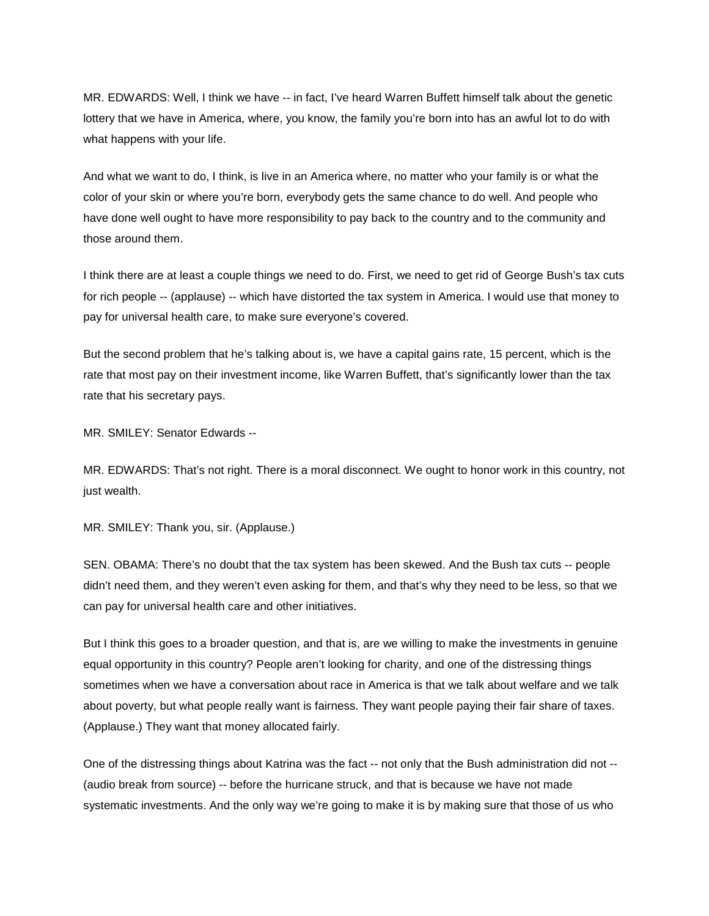MR. EDWARDS: Well, I think we have -- in fact, I've heard Warren Buffett himself talk about the genetic lottery that we have in America, where, you know, the family you're born into has an awful lot to do with what happens with your life.

And what we want to do, I think, is live in an America where, no matter who your family is or what the color of your skin or where you're born, everybody gets the same chance to do well. And people who have done well ought to have more responsibility to pay back to the country and to the community and those around them.

I think there are at least a couple things we need to do. First, we need to get rid of George Bush's tax cuts for rich people -- (applause) -- which have distorted the tax system in America. I would use that money to pay for universal health care, to make sure everyone's covered.

But the second problem that he's talking about is, we have a capital gains rate, 15 percent, which is the rate that most pay on their investment income, like Warren Buffett, that's significantly lower than the tax rate that his secretary pays.

MR. SMILEY: Senator Edwards --

MR. EDWARDS: That's not right. There is a moral disconnect. We ought to honor work in this country, not just wealth.

MR. SMILEY: Thank you, sir. (Applause.)

SEN. OBAMA: There's no doubt that the tax system has been skewed. And the Bush tax cuts -- people didn't need them, and they weren't even asking for them, and that's why they need to be less, so that we can pay for universal health care and other initiatives.

But I think this goes to a broader question, and that is, are we willing to make the investments in genuine equal opportunity in this country? People aren't looking for charity, and one of the distressing things sometimes when we have a conversation about race in America is that we talk about welfare and we talk about poverty, but what people really want is fairness. They want people paying their fair share of taxes. (Applause.) They want that money allocated fairly.

One of the distressing things about Katrina was the fact -- not only that the Bush administration did not -- (audio break from source) -- before the hurricane struck, and that is because we have not made systematic investments. And the only way we're going to make it is by making sure that those of us who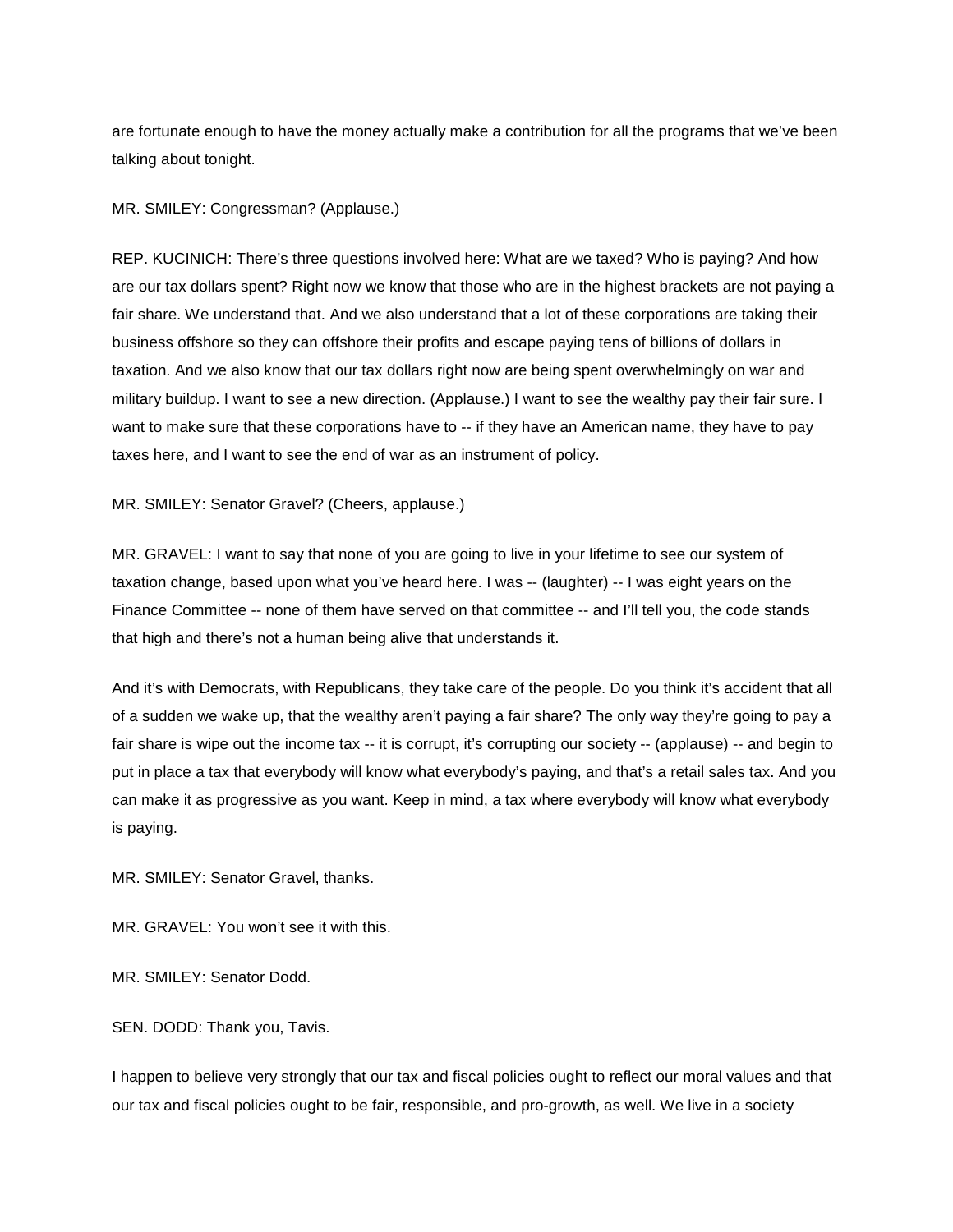are fortunate enough to have the money actually make a contribution for all the programs that we've been talking about tonight.

MR. SMILEY: Congressman? (Applause.)

REP. KUCINICH: There's three questions involved here: What are we taxed? Who is paying? And how are our tax dollars spent? Right now we know that those who are in the highest brackets are not paying a fair share. We understand that. And we also understand that a lot of these corporations are taking their business offshore so they can offshore their profits and escape paying tens of billions of dollars in taxation. And we also know that our tax dollars right now are being spent overwhelmingly on war and military buildup. I want to see a new direction. (Applause.) I want to see the wealthy pay their fair sure. I want to make sure that these corporations have to -- if they have an American name, they have to pay taxes here, and I want to see the end of war as an instrument of policy.

MR. SMILEY: Senator Gravel? (Cheers, applause.)

MR. GRAVEL: I want to say that none of you are going to live in your lifetime to see our system of taxation change, based upon what you've heard here. I was -- (laughter) -- I was eight years on the Finance Committee -- none of them have served on that committee -- and I'll tell you, the code stands that high and there's not a human being alive that understands it.

And it's with Democrats, with Republicans, they take care of the people. Do you think it's accident that all of a sudden we wake up, that the wealthy aren't paying a fair share? The only way they're going to pay a fair share is wipe out the income tax -- it is corrupt, it's corrupting our society -- (applause) -- and begin to put in place a tax that everybody will know what everybody's paying, and that's a retail sales tax. And you can make it as progressive as you want. Keep in mind, a tax where everybody will know what everybody is paying.

MR. SMILEY: Senator Gravel, thanks.

MR. GRAVEL: You won't see it with this.

MR. SMILEY: Senator Dodd.

SEN. DODD: Thank you, Tavis.

I happen to believe very strongly that our tax and fiscal policies ought to reflect our moral values and that our tax and fiscal policies ought to be fair, responsible, and pro-growth, as well. We live in a society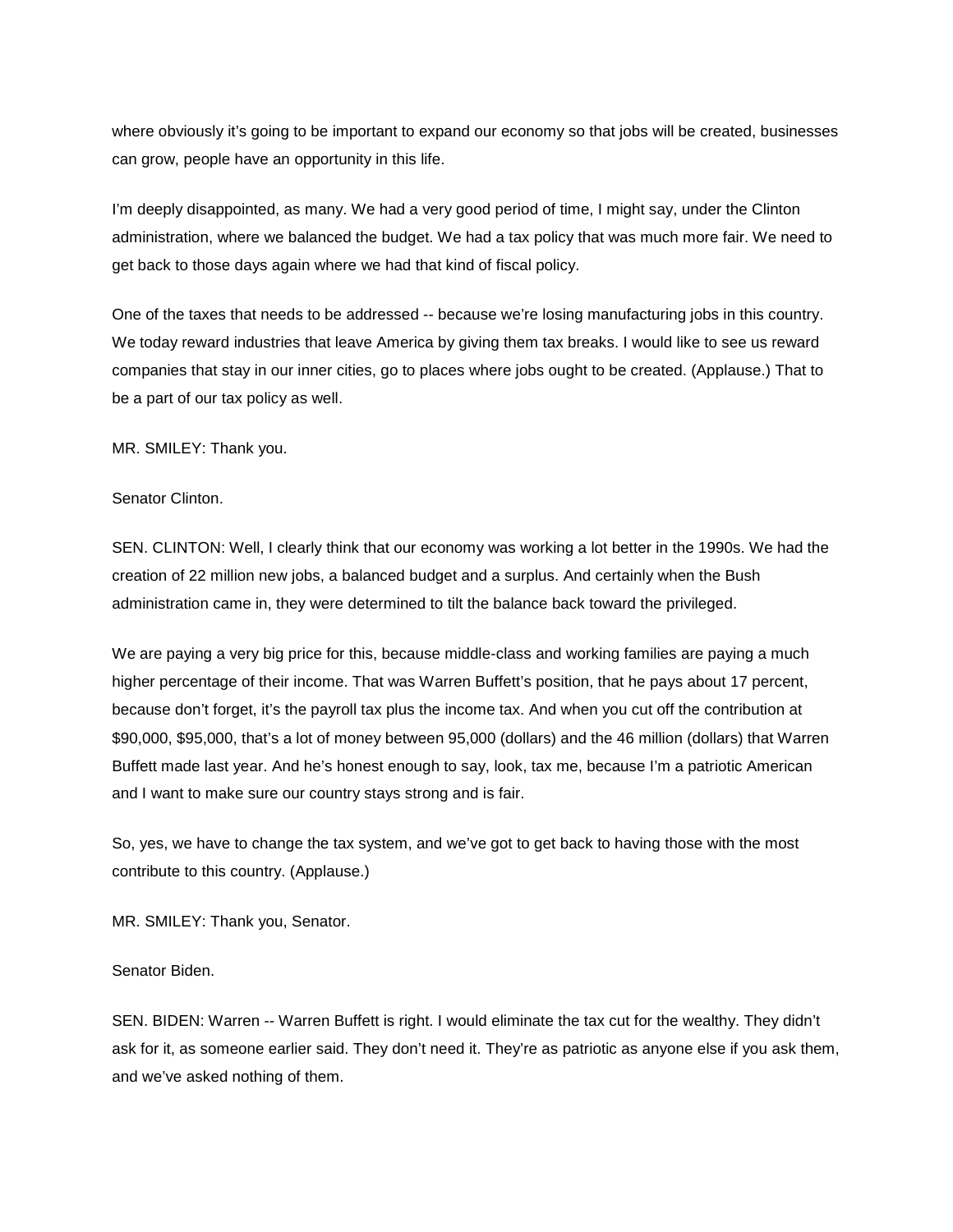where obviously it's going to be important to expand our economy so that jobs will be created, businesses can grow, people have an opportunity in this life.

I'm deeply disappointed, as many. We had a very good period of time, I might say, under the Clinton administration, where we balanced the budget. We had a tax policy that was much more fair. We need to get back to those days again where we had that kind of fiscal policy.

One of the taxes that needs to be addressed -- because we're losing manufacturing jobs in this country. We today reward industries that leave America by giving them tax breaks. I would like to see us reward companies that stay in our inner cities, go to places where jobs ought to be created. (Applause.) That to be a part of our tax policy as well.

MR. SMILEY: Thank you.

Senator Clinton.

SEN. CLINTON: Well, I clearly think that our economy was working a lot better in the 1990s. We had the creation of 22 million new jobs, a balanced budget and a surplus. And certainly when the Bush administration came in, they were determined to tilt the balance back toward the privileged.

We are paying a very big price for this, because middle-class and working families are paying a much higher percentage of their income. That was Warren Buffett's position, that he pays about 17 percent, because don't forget, it's the payroll tax plus the income tax. And when you cut off the contribution at $90,000, $95,000, that's a lot of money between 95,000 (dollars) and the 46 million (dollars) that Warren Buffett made last year. And he's honest enough to say, look, tax me, because I'm a patriotic American and I want to make sure our country stays strong and is fair.

So, yes, we have to change the tax system, and we've got to get back to having those with the most contribute to this country. (Applause.)

MR. SMILEY: Thank you, Senator.

Senator Biden.

SEN. BIDEN: Warren -- Warren Buffett is right. I would eliminate the tax cut for the wealthy. They didn't ask for it, as someone earlier said. They don't need it. They're as patriotic as anyone else if you ask them, and we've asked nothing of them.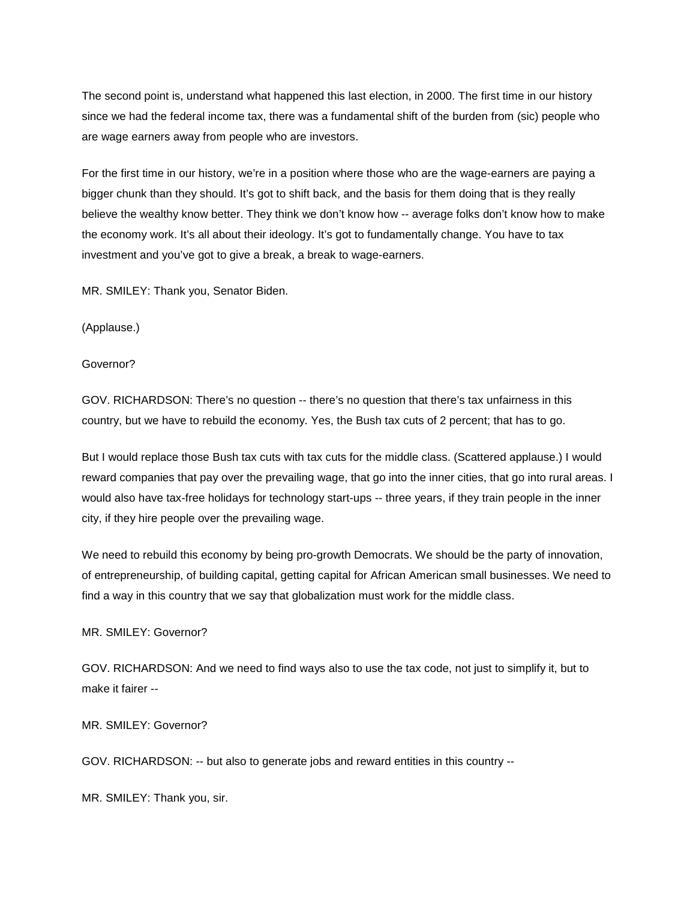The second point is, understand what happened this last election, in 2000. The first time in our history since we had the federal income tax, there was a fundamental shift of the burden from (sic) people who are wage earners away from people who are investors.

For the first time in our history, we're in a position where those who are the wage-earners are paying a bigger chunk than they should. It's got to shift back, and the basis for them doing that is they really believe the wealthy know better. They think we don't know how -- average folks don't know how to make the economy work. It's all about their ideology. It's got to fundamentally change. You have to tax investment and you've got to give a break, a break to wage-earners.

MR. SMILEY: Thank you, Senator Biden.

(Applause.)

Governor?

GOV. RICHARDSON: There's no question -- there's no question that there's tax unfairness in this country, but we have to rebuild the economy. Yes, the Bush tax cuts of 2 percent; that has to go.

But I would replace those Bush tax cuts with tax cuts for the middle class. (Scattered applause.) I would reward companies that pay over the prevailing wage, that go into the inner cities, that go into rural areas. I would also have tax-free holidays for technology start-ups -- three years, if they train people in the inner city, if they hire people over the prevailing wage.

We need to rebuild this economy by being pro-growth Democrats. We should be the party of innovation, of entrepreneurship, of building capital, getting capital for African American small businesses. We need to find a way in this country that we say that globalization must work for the middle class.

MR. SMILEY: Governor?

GOV. RICHARDSON: And we need to find ways also to use the tax code, not just to simplify it, but to make it fairer --

MR. SMILEY: Governor?

GOV. RICHARDSON: -- but also to generate jobs and reward entities in this country --

MR. SMILEY: Thank you, sir.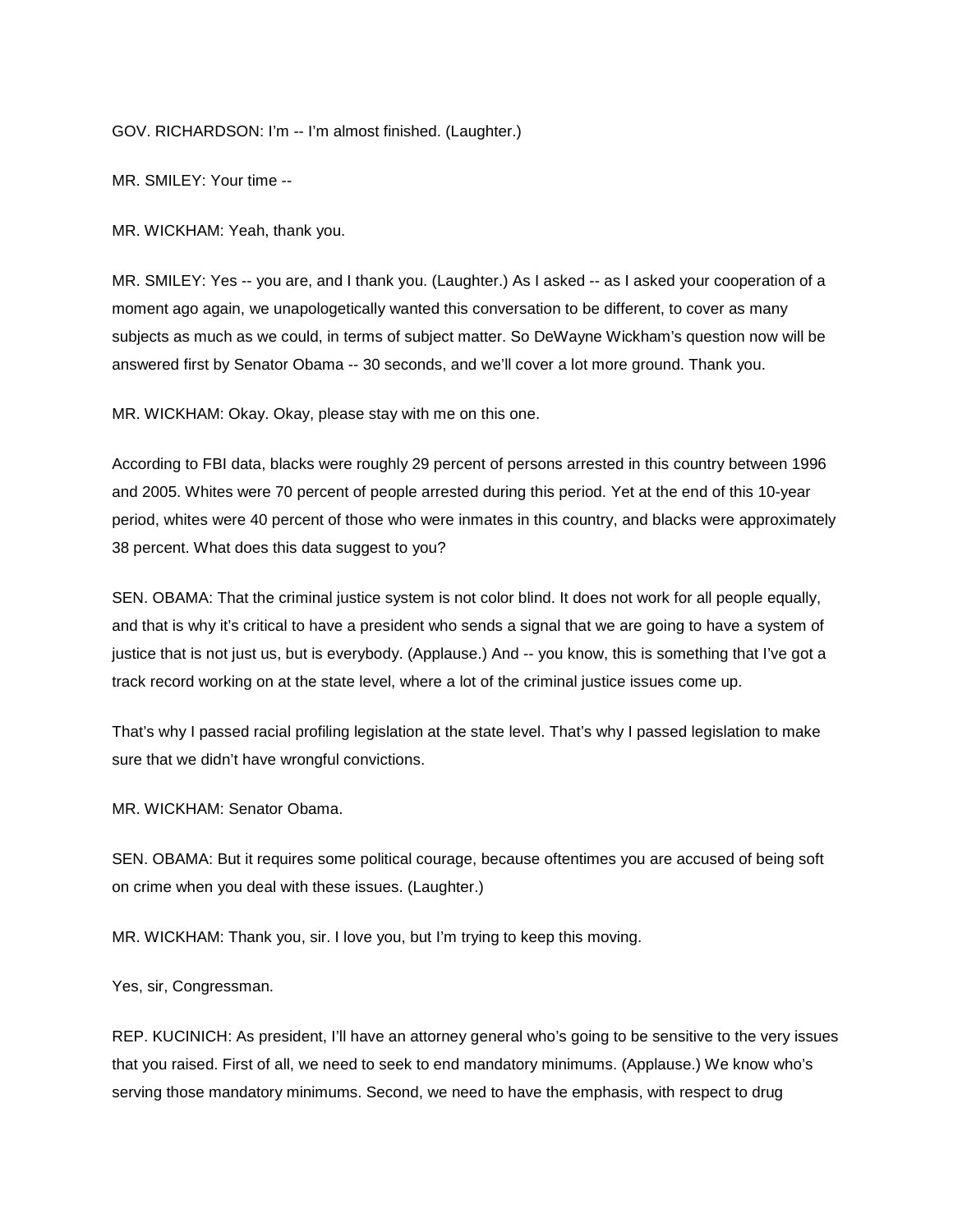GOV. RICHARDSON: I'm -- I'm almost finished. (Laughter.)

MR. SMILEY: Your time --

MR. WICKHAM: Yeah, thank you.

MR. SMILEY: Yes -- you are, and I thank you. (Laughter.) As I asked -- as I asked your cooperation of a moment ago again, we unapologetically wanted this conversation to be different, to cover as many subjects as much as we could, in terms of subject matter. So DeWayne Wickham's question now will be answered first by Senator Obama -- 30 seconds, and we'll cover a lot more ground. Thank you.

MR. WICKHAM: Okay. Okay, please stay with me on this one.

According to FBI data, blacks were roughly 29 percent of persons arrested in this country between 1996 and 2005. Whites were 70 percent of people arrested during this period. Yet at the end of this 10-year period, whites were 40 percent of those who were inmates in this country, and blacks were approximately 38 percent. What does this data suggest to you?

SEN. OBAMA: That the criminal justice system is not color blind. It does not work for all people equally, and that is why it's critical to have a president who sends a signal that we are going to have a system of justice that is not just us, but is everybody. (Applause.) And -- you know, this is something that I've got a track record working on at the state level, where a lot of the criminal justice issues come up.

That's why I passed racial profiling legislation at the state level. That's why I passed legislation to make sure that we didn't have wrongful convictions.

MR. WICKHAM: Senator Obama.

SEN. OBAMA: But it requires some political courage, because oftentimes you are accused of being soft on crime when you deal with these issues. (Laughter.)

MR. WICKHAM: Thank you, sir. I love you, but I'm trying to keep this moving.

Yes, sir, Congressman.

REP. KUCINICH: As president, I'll have an attorney general who's going to be sensitive to the very issues that you raised. First of all, we need to seek to end mandatory minimums. (Applause.) We know who's serving those mandatory minimums. Second, we need to have the emphasis, with respect to drug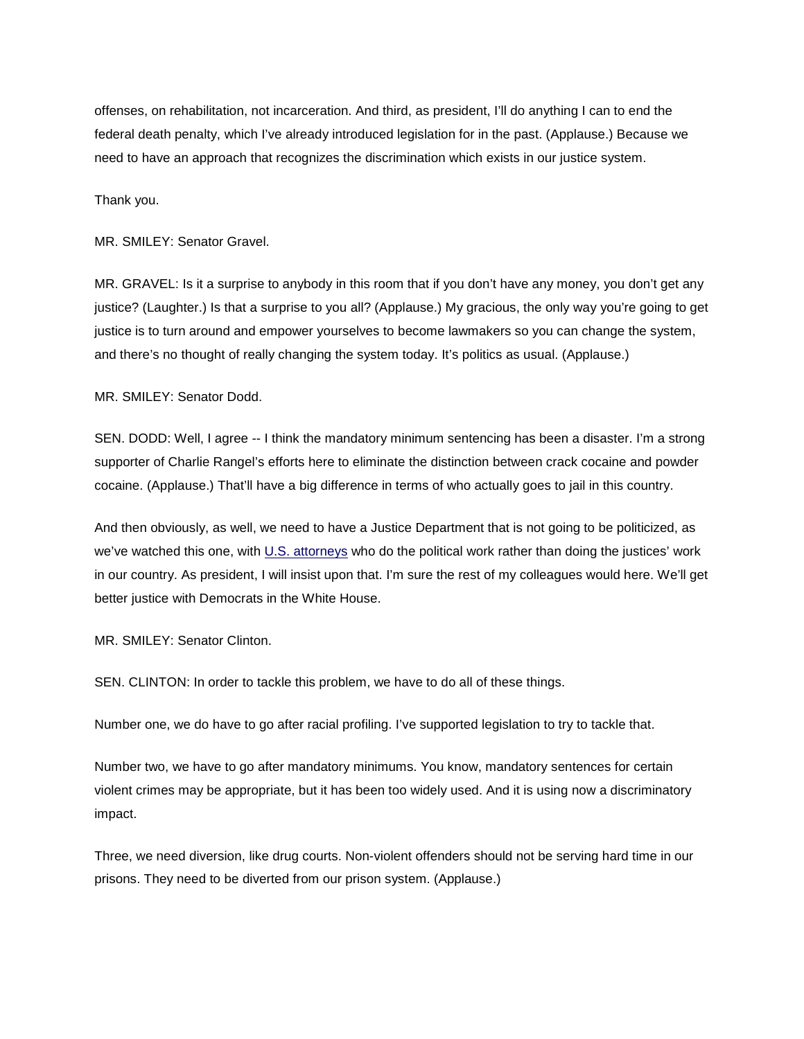offenses, on rehabilitation, not incarceration. And third, as president, I'll do anything I can to end the federal death penalty, which I've already introduced legislation for in the past. (Applause.) Because we need to have an approach that recognizes the discrimination which exists in our justice system.

Thank you.

MR. SMILEY: Senator Gravel.

MR. GRAVEL: Is it a surprise to anybody in this room that if you don't have any money, you don't get any justice? (Laughter.) Is that a surprise to you all? (Applause.) My gracious, the only way you're going to get justice is to turn around and empower yourselves to become lawmakers so you can change the system, and there's no thought of really changing the system today. It's politics as usual. (Applause.)

MR. SMILEY: Senator Dodd.

SEN. DODD: Well, I agree -- I think the mandatory minimum sentencing has been a disaster. I'm a strong supporter of Charlie Rangel's efforts here to eliminate the distinction between crack cocaine and powder cocaine. (Applause.) That'll have a big difference in terms of who actually goes to jail in this country.

And then obviously, as well, we need to have a Justice Department that is not going to be politicized, as we've watched this one, with U.S. attorneys who do the political work rather than doing the justices' work in our country. As president, I will insist upon that. I'm sure the rest of my colleagues would here. We'll get better justice with Democrats in the White House.

MR. SMILEY: Senator Clinton.

SEN. CLINTON: In order to tackle this problem, we have to do all of these things.

Number one, we do have to go after racial profiling. I've supported legislation to try to tackle that.

Number two, we have to go after mandatory minimums. You know, mandatory sentences for certain violent crimes may be appropriate, but it has been too widely used. And it is using now a discriminatory impact.

Three, we need diversion, like drug courts. Non-violent offenders should not be serving hard time in our prisons. They need to be diverted from our prison system. (Applause.)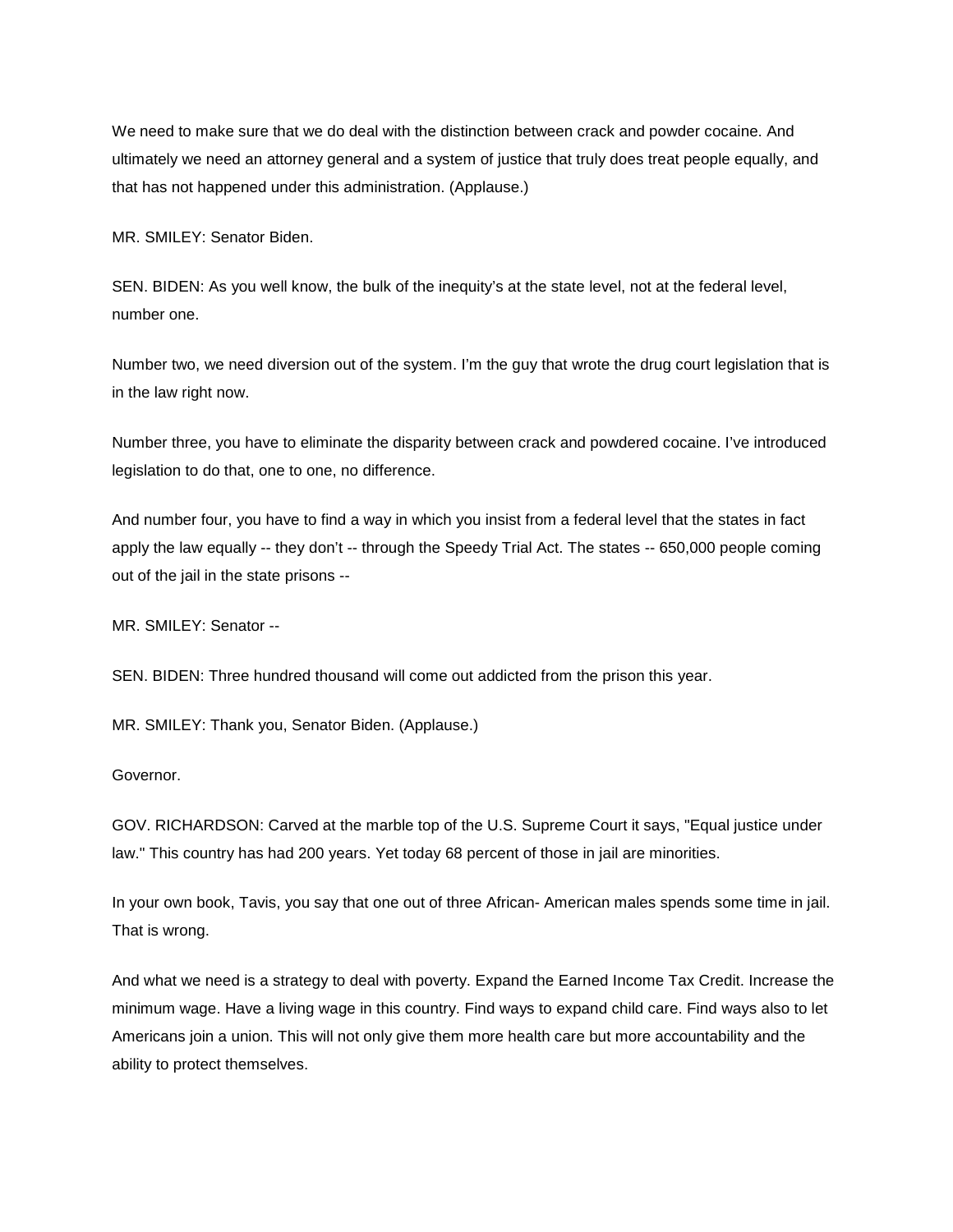We need to make sure that we do deal with the distinction between crack and powder cocaine. And ultimately we need an attorney general and a system of justice that truly does treat people equally, and that has not happened under this administration. (Applause.)

MR. SMILEY: Senator Biden.

SEN. BIDEN: As you well know, the bulk of the inequity's at the state level, not at the federal level, number one.

Number two, we need diversion out of the system. I'm the guy that wrote the drug court legislation that is in the law right now.

Number three, you have to eliminate the disparity between crack and powdered cocaine. I've introduced legislation to do that, one to one, no difference.

And number four, you have to find a way in which you insist from a federal level that the states in fact apply the law equally -- they don't -- through the Speedy Trial Act. The states -- 650,000 people coming out of the jail in the state prisons --

MR. SMILEY: Senator --

SEN. BIDEN: Three hundred thousand will come out addicted from the prison this year.

MR. SMILEY: Thank you, Senator Biden. (Applause.)

Governor.

GOV. RICHARDSON: Carved at the marble top of the U.S. Supreme Court it says, "Equal justice under law." This country has had 200 years. Yet today 68 percent of those in jail are minorities.

In your own book, Tavis, you say that one out of three African- American males spends some time in jail. That is wrong.

And what we need is a strategy to deal with poverty. Expand the Earned Income Tax Credit. Increase the minimum wage. Have a living wage in this country. Find ways to expand child care. Find ways also to let Americans join a union. This will not only give them more health care but more accountability and the ability to protect themselves.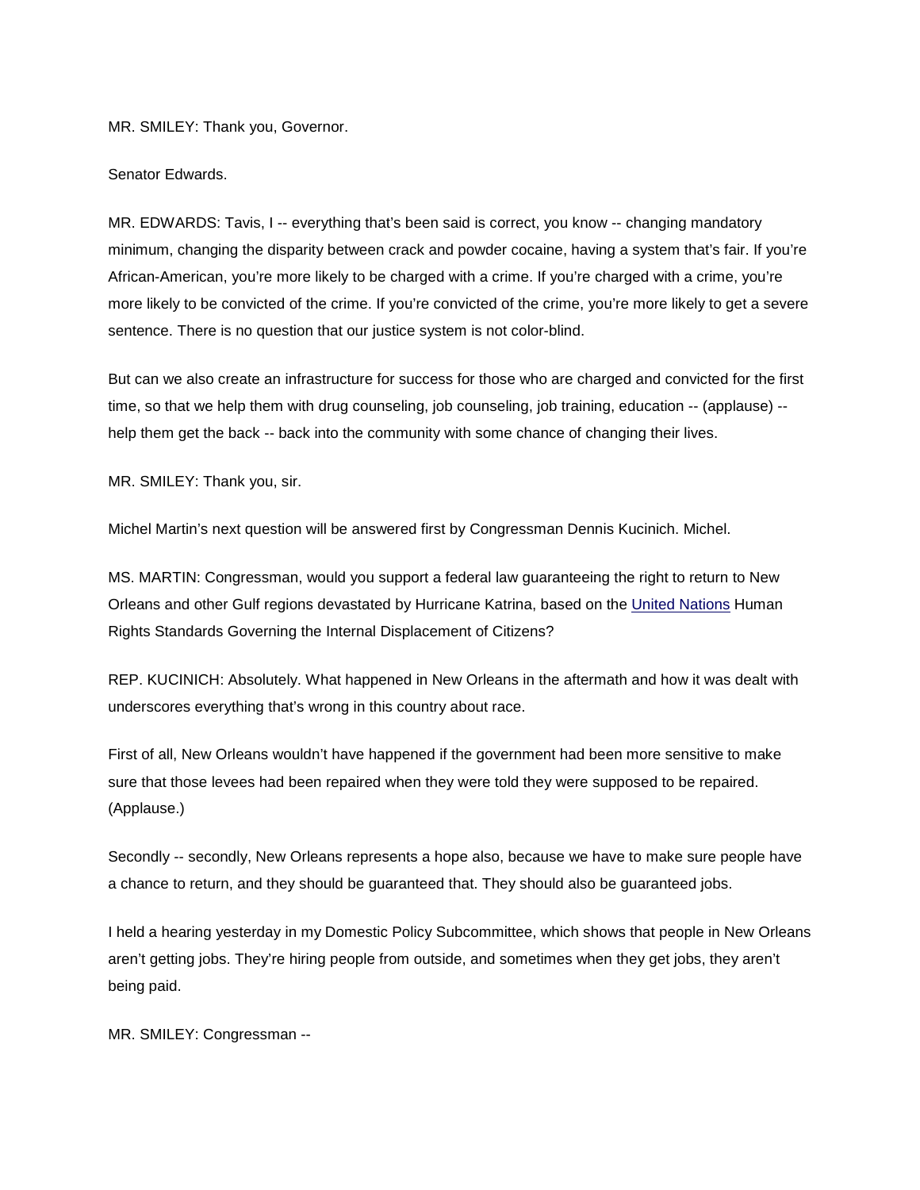MR. SMILEY: Thank you, Governor.

Senator Edwards.

MR. EDWARDS: Tavis, I -- everything that's been said is correct, you know -- changing mandatory minimum, changing the disparity between crack and powder cocaine, having a system that's fair. If you're African-American, you're more likely to be charged with a crime. If you're charged with a crime, you're more likely to be convicted of the crime. If you're convicted of the crime, you're more likely to get a severe sentence. There is no question that our justice system is not color-blind.

But can we also create an infrastructure for success for those who are charged and convicted for the first time, so that we help them with drug counseling, job counseling, job training, education -- (applause) -- help them get the back -- back into the community with some chance of changing their lives.

MR. SMILEY: Thank you, sir.

Michel Martin's next question will be answered first by Congressman Dennis Kucinich. Michel.

MS. MARTIN: Congressman, would you support a federal law guaranteeing the right to return to New Orleans and other Gulf regions devastated by Hurricane Katrina, based on the United Nations Human Rights Standards Governing the Internal Displacement of Citizens?

REP. KUCINICH: Absolutely. What happened in New Orleans in the aftermath and how it was dealt with underscores everything that's wrong in this country about race.

First of all, New Orleans wouldn't have happened if the government had been more sensitive to make sure that those levees had been repaired when they were told they were supposed to be repaired. (Applause.)

Secondly -- secondly, New Orleans represents a hope also, because we have to make sure people have a chance to return, and they should be guaranteed that. They should also be guaranteed jobs.

I held a hearing yesterday in my Domestic Policy Subcommittee, which shows that people in New Orleans aren't getting jobs. They're hiring people from outside, and sometimes when they get jobs, they aren't being paid.

MR. SMILEY: Congressman --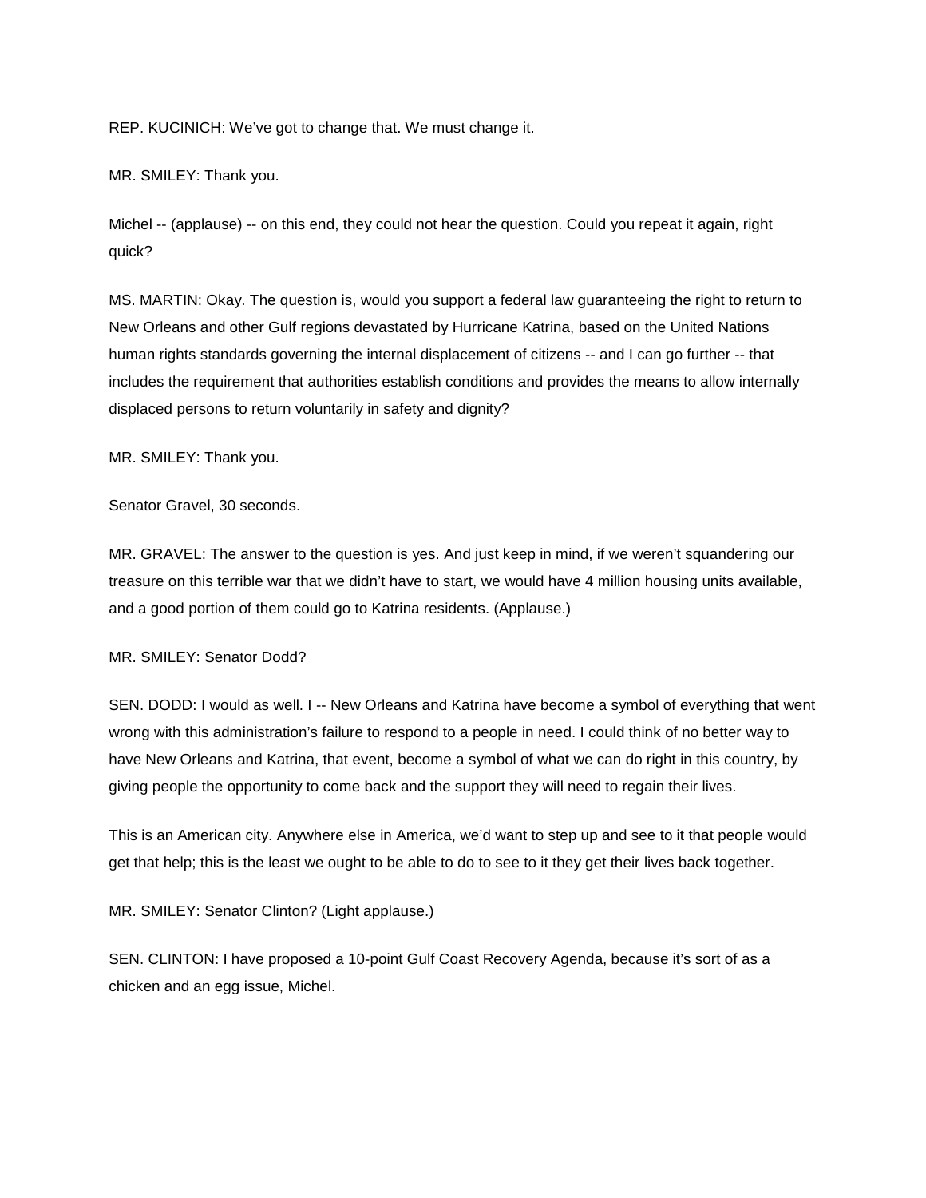REP. KUCINICH: We've got to change that. We must change it.

MR. SMILEY: Thank you.

Michel -- (applause) -- on this end, they could not hear the question. Could you repeat it again, right quick?

MS. MARTIN: Okay. The question is, would you support a federal law guaranteeing the right to return to New Orleans and other Gulf regions devastated by Hurricane Katrina, based on the United Nations human rights standards governing the internal displacement of citizens -- and I can go further -- that includes the requirement that authorities establish conditions and provides the means to allow internally displaced persons to return voluntarily in safety and dignity?

MR. SMILEY: Thank you.

Senator Gravel, 30 seconds.

MR. GRAVEL: The answer to the question is yes. And just keep in mind, if we weren't squandering our treasure on this terrible war that we didn't have to start, we would have 4 million housing units available, and a good portion of them could go to Katrina residents. (Applause.)

MR. SMILEY: Senator Dodd?

SEN. DODD: I would as well. I -- New Orleans and Katrina have become a symbol of everything that went wrong with this administration's failure to respond to a people in need. I could think of no better way to have New Orleans and Katrina, that event, become a symbol of what we can do right in this country, by giving people the opportunity to come back and the support they will need to regain their lives.

This is an American city. Anywhere else in America, we'd want to step up and see to it that people would get that help; this is the least we ought to be able to do to see to it they get their lives back together.

MR. SMILEY: Senator Clinton? (Light applause.)

SEN. CLINTON: I have proposed a 10-point Gulf Coast Recovery Agenda, because it's sort of as a chicken and an egg issue, Michel.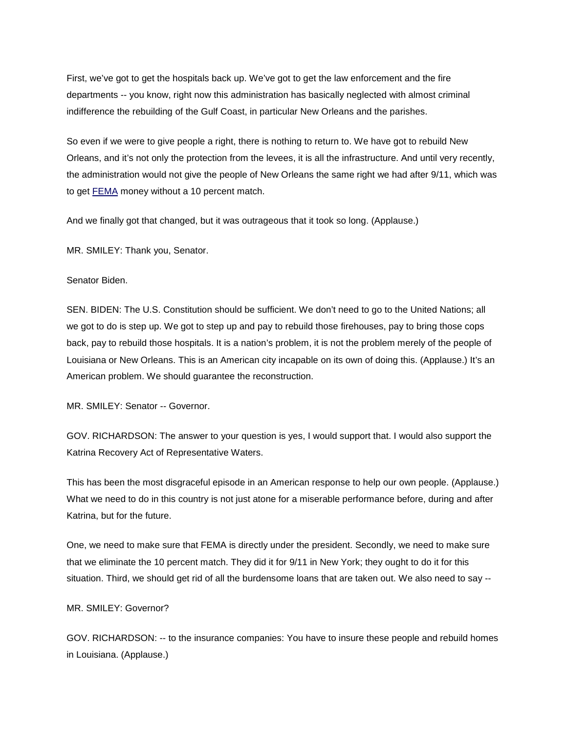First, we've got to get the hospitals back up. We've got to get the law enforcement and the fire departments -- you know, right now this administration has basically neglected with almost criminal indifference the rebuilding of the Gulf Coast, in particular New Orleans and the parishes.

So even if we were to give people a right, there is nothing to return to. We have got to rebuild New Orleans, and it's not only the protection from the levees, it is all the infrastructure. And until very recently, the administration would not give the people of New Orleans the same right we had after 9/11, which was to get FEMA money without a 10 percent match.

And we finally got that changed, but it was outrageous that it took so long. (Applause.)

MR. SMILEY: Thank you, Senator.

Senator Biden.

SEN. BIDEN: The U.S. Constitution should be sufficient. We don't need to go to the United Nations; all we got to do is step up. We got to step up and pay to rebuild those firehouses, pay to bring those cops back, pay to rebuild those hospitals. It is a nation's problem, it is not the problem merely of the people of Louisiana or New Orleans. This is an American city incapable on its own of doing this. (Applause.) It's an American problem. We should guarantee the reconstruction.

MR. SMILEY: Senator -- Governor.

GOV. RICHARDSON: The answer to your question is yes, I would support that. I would also support the Katrina Recovery Act of Representative Waters.

This has been the most disgraceful episode in an American response to help our own people. (Applause.) What we need to do in this country is not just atone for a miserable performance before, during and after Katrina, but for the future.

One, we need to make sure that FEMA is directly under the president. Secondly, we need to make sure that we eliminate the 10 percent match. They did it for 9/11 in New York; they ought to do it for this situation. Third, we should get rid of all the burdensome loans that are taken out. We also need to say --

MR. SMILEY: Governor?

GOV. RICHARDSON: -- to the insurance companies: You have to insure these people and rebuild homes in Louisiana. (Applause.)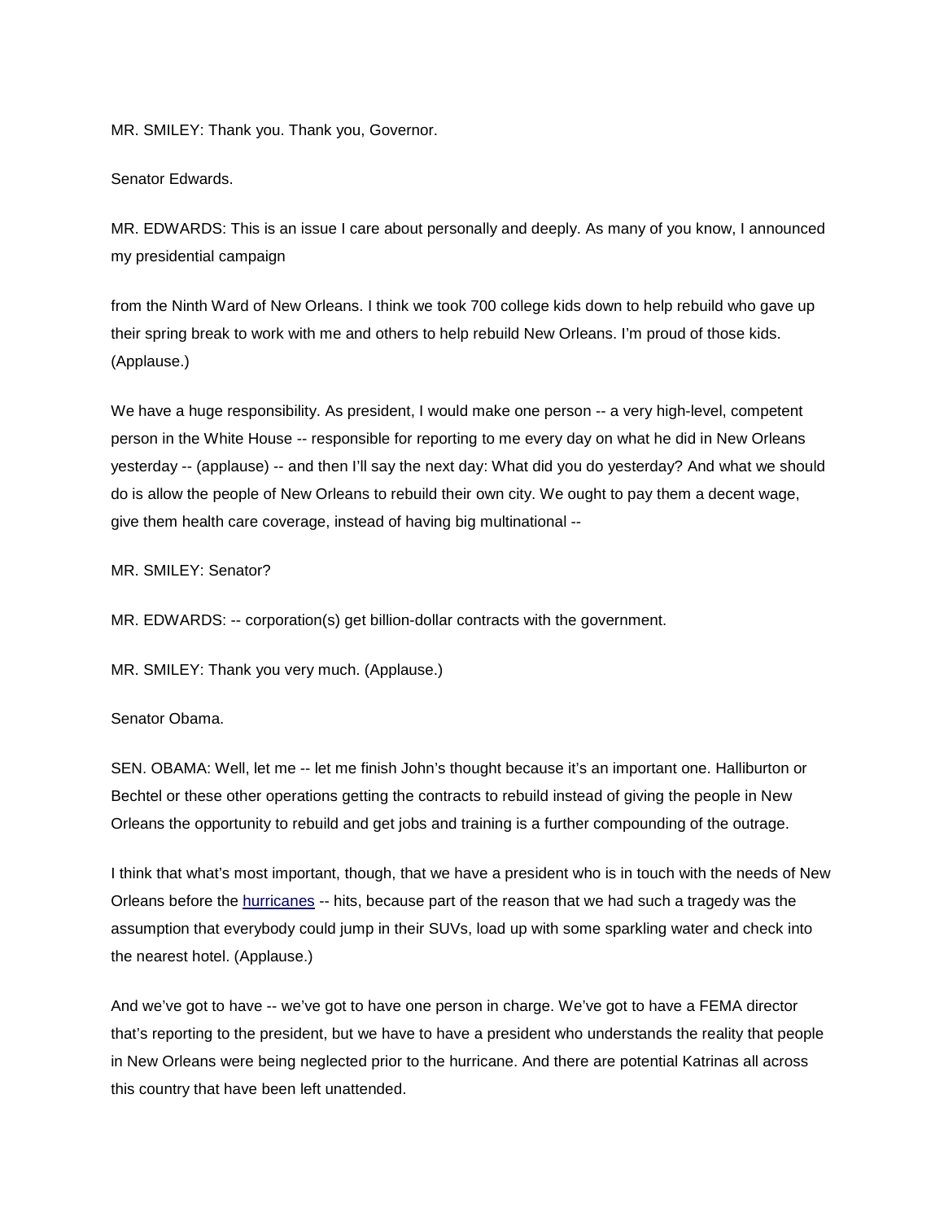MR. SMILEY: Thank you. Thank you, Governor.

Senator Edwards.

MR. EDWARDS: This is an issue I care about personally and deeply. As many of you know, I announced my presidential campaign

from the Ninth Ward of New Orleans. I think we took 700 college kids down to help rebuild who gave up their spring break to work with me and others to help rebuild New Orleans. I'm proud of those kids. (Applause.)

We have a huge responsibility. As president, I would make one person -- a very high-level, competent person in the White House -- responsible for reporting to me every day on what he did in New Orleans yesterday -- (applause) -- and then I'll say the next day: What did you do yesterday? And what we should do is allow the people of New Orleans to rebuild their own city. We ought to pay them a decent wage, give them health care coverage, instead of having big multinational --

MR. SMILEY: Senator?

MR. EDWARDS: -- corporation(s) get billion-dollar contracts with the government.

MR. SMILEY: Thank you very much. (Applause.)

Senator Obama.

SEN. OBAMA: Well, let me -- let me finish John's thought because it's an important one. Halliburton or Bechtel or these other operations getting the contracts to rebuild instead of giving the people in New Orleans the opportunity to rebuild and get jobs and training is a further compounding of the outrage.

I think that what's most important, though, that we have a president who is in touch with the needs of New Orleans before the hurricanes -- hits, because part of the reason that we had such a tragedy was the assumption that everybody could jump in their SUVs, load up with some sparkling water and check into the nearest hotel. (Applause.)

And we've got to have -- we've got to have one person in charge. We've got to have a FEMA director that's reporting to the president, but we have to have a president who understands the reality that people in New Orleans were being neglected prior to the hurricane. And there are potential Katrinas all across this country that have been left unattended.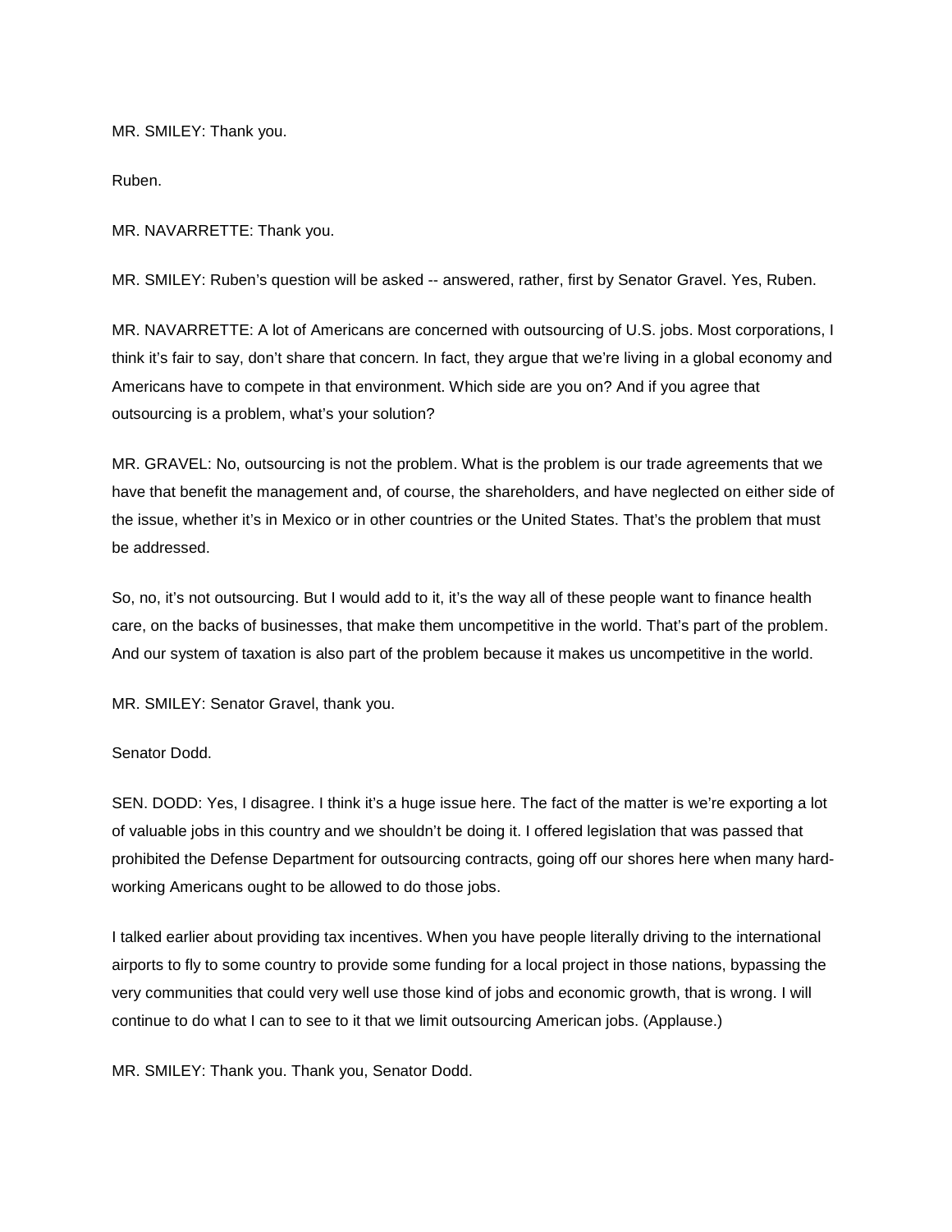MR. SMILEY: Thank you.

Ruben.

MR. NAVARRETTE: Thank you.

MR. SMILEY: Ruben's question will be asked -- answered, rather, first by Senator Gravel. Yes, Ruben.

MR. NAVARRETTE: A lot of Americans are concerned with outsourcing of U.S. jobs. Most corporations, I think it's fair to say, don't share that concern. In fact, they argue that we're living in a global economy and Americans have to compete in that environment. Which side are you on? And if you agree that outsourcing is a problem, what's your solution?

MR. GRAVEL: No, outsourcing is not the problem. What is the problem is our trade agreements that we have that benefit the management and, of course, the shareholders, and have neglected on either side of the issue, whether it's in Mexico or in other countries or the United States. That's the problem that must be addressed.

So, no, it's not outsourcing. But I would add to it, it's the way all of these people want to finance health care, on the backs of businesses, that make them uncompetitive in the world. That's part of the problem. And our system of taxation is also part of the problem because it makes us uncompetitive in the world.

MR. SMILEY: Senator Gravel, thank you.

Senator Dodd.

SEN. DODD: Yes, I disagree. I think it's a huge issue here. The fact of the matter is we're exporting a lot of valuable jobs in this country and we shouldn't be doing it. I offered legislation that was passed that prohibited the Defense Department for outsourcing contracts, going off our shores here when many hard-working Americans ought to be allowed to do those jobs.

I talked earlier about providing tax incentives. When you have people literally driving to the international airports to fly to some country to provide some funding for a local project in those nations, bypassing the very communities that could very well use those kind of jobs and economic growth, that is wrong. I will continue to do what I can to see to it that we limit outsourcing American jobs. (Applause.)

MR. SMILEY: Thank you. Thank you, Senator Dodd.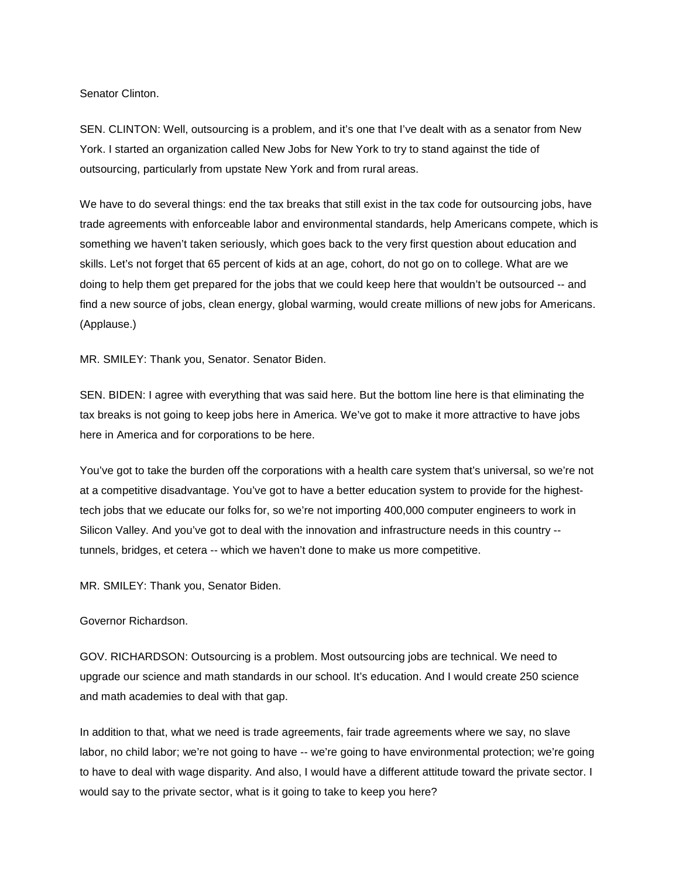Senator Clinton.

SEN. CLINTON: Well, outsourcing is a problem, and it’s one that I’ve dealt with as a senator from New York. I started an organization called New Jobs for New York to try to stand against the tide of outsourcing, particularly from upstate New York and from rural areas.

We have to do several things: end the tax breaks that still exist in the tax code for outsourcing jobs, have trade agreements with enforceable labor and environmental standards, help Americans compete, which is something we haven’t taken seriously, which goes back to the very first question about education and skills. Let’s not forget that 65 percent of kids at an age, cohort, do not go on to college. What are we doing to help them get prepared for the jobs that we could keep here that wouldn’t be outsourced -- and find a new source of jobs, clean energy, global warming, would create millions of new jobs for Americans. (Applause.)

MR. SMILEY: Thank you, Senator. Senator Biden.

SEN. BIDEN: I agree with everything that was said here. But the bottom line here is that eliminating the tax breaks is not going to keep jobs here in America. We’ve got to make it more attractive to have jobs here in America and for corporations to be here.

You’ve got to take the burden off the corporations with a health care system that’s universal, so we’re not at a competitive disadvantage. You’ve got to have a better education system to provide for the highest-tech jobs that we educate our folks for, so we’re not importing 400,000 computer engineers to work in Silicon Valley. And you’ve got to deal with the innovation and infrastructure needs in this country -- tunnels, bridges, et cetera -- which we haven’t done to make us more competitive.

MR. SMILEY: Thank you, Senator Biden.

Governor Richardson.

GOV. RICHARDSON: Outsourcing is a problem. Most outsourcing jobs are technical. We need to upgrade our science and math standards in our school. It’s education. And I would create 250 science and math academies to deal with that gap.

In addition to that, what we need is trade agreements, fair trade agreements where we say, no slave labor, no child labor; we’re not going to have -- we’re going to have environmental protection; we’re going to have to deal with wage disparity. And also, I would have a different attitude toward the private sector. I would say to the private sector, what is it going to take to keep you here?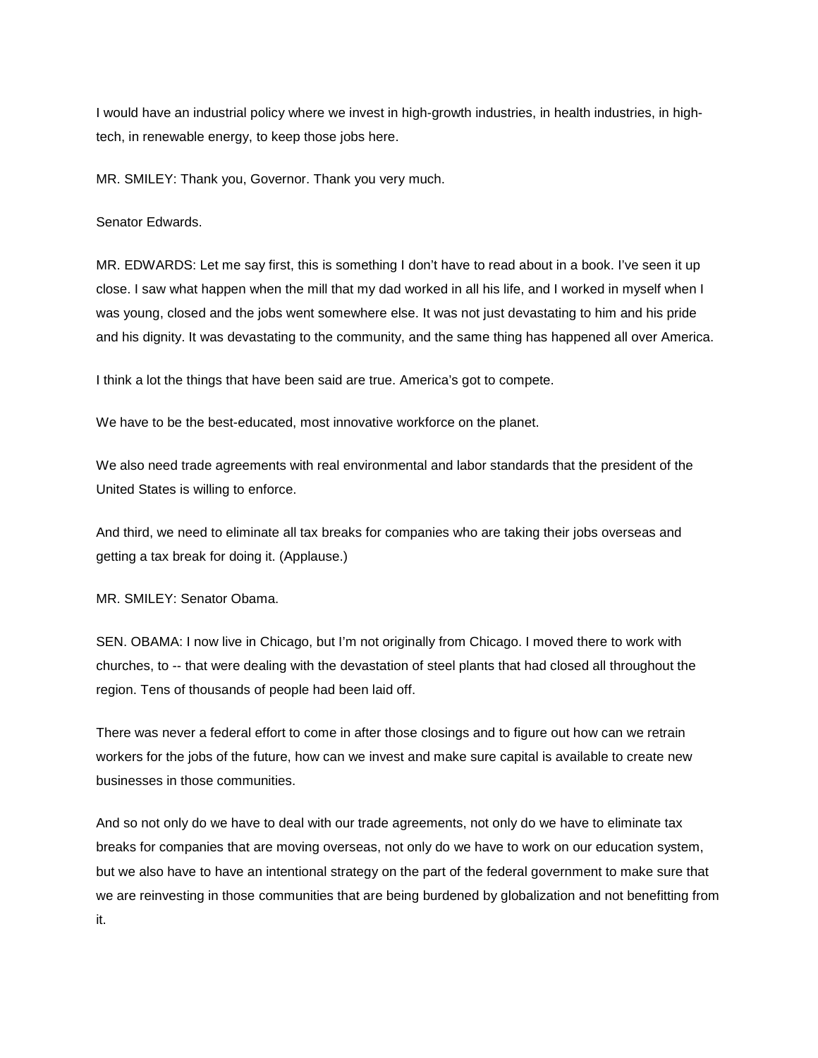I would have an industrial policy where we invest in high-growth industries, in health industries, in high-tech, in renewable energy, to keep those jobs here.

MR. SMILEY: Thank you, Governor. Thank you very much.

Senator Edwards.

MR. EDWARDS: Let me say first, this is something I don't have to read about in a book. I've seen it up close. I saw what happen when the mill that my dad worked in all his life, and I worked in myself when I was young, closed and the jobs went somewhere else. It was not just devastating to him and his pride and his dignity. It was devastating to the community, and the same thing has happened all over America.

I think a lot the things that have been said are true. America's got to compete.

We have to be the best-educated, most innovative workforce on the planet.

We also need trade agreements with real environmental and labor standards that the president of the United States is willing to enforce.

And third, we need to eliminate all tax breaks for companies who are taking their jobs overseas and getting a tax break for doing it. (Applause.)

MR. SMILEY: Senator Obama.

SEN. OBAMA: I now live in Chicago, but I'm not originally from Chicago. I moved there to work with churches, to -- that were dealing with the devastation of steel plants that had closed all throughout the region. Tens of thousands of people had been laid off.

There was never a federal effort to come in after those closings and to figure out how can we retrain workers for the jobs of the future, how can we invest and make sure capital is available to create new businesses in those communities.

And so not only do we have to deal with our trade agreements, not only do we have to eliminate tax breaks for companies that are moving overseas, not only do we have to work on our education system, but we also have to have an intentional strategy on the part of the federal government to make sure that we are reinvesting in those communities that are being burdened by globalization and not benefitting from it.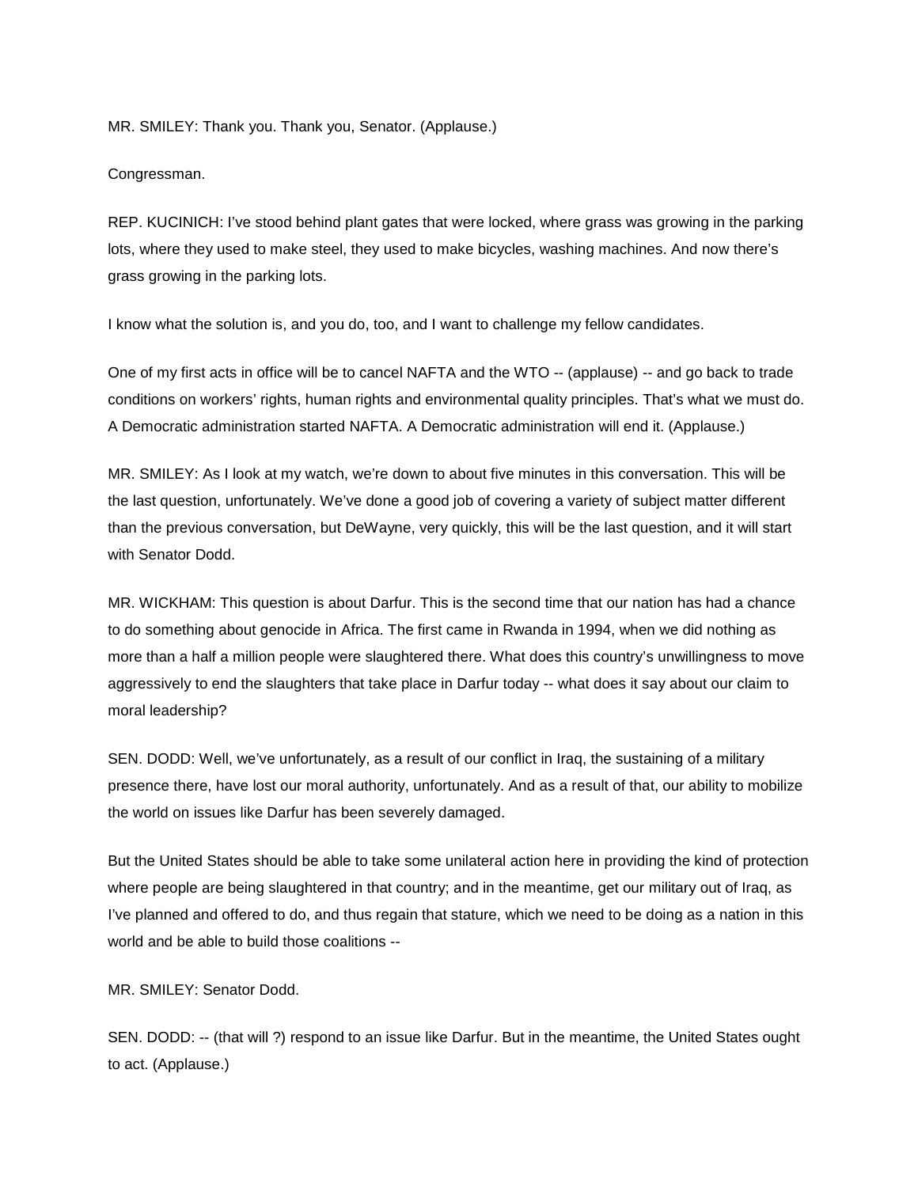MR. SMILEY: Thank you. Thank you, Senator. (Applause.)

Congressman.

REP. KUCINICH: I've stood behind plant gates that were locked, where grass was growing in the parking lots, where they used to make steel, they used to make bicycles, washing machines. And now there's grass growing in the parking lots.

I know what the solution is, and you do, too, and I want to challenge my fellow candidates.

One of my first acts in office will be to cancel NAFTA and the WTO -- (applause) -- and go back to trade conditions on workers' rights, human rights and environmental quality principles. That's what we must do. A Democratic administration started NAFTA. A Democratic administration will end it. (Applause.)

MR. SMILEY: As I look at my watch, we're down to about five minutes in this conversation. This will be the last question, unfortunately. We've done a good job of covering a variety of subject matter different than the previous conversation, but DeWayne, very quickly, this will be the last question, and it will start with Senator Dodd.

MR. WICKHAM: This question is about Darfur. This is the second time that our nation has had a chance to do something about genocide in Africa. The first came in Rwanda in 1994, when we did nothing as more than a half a million people were slaughtered there. What does this country's unwillingness to move aggressively to end the slaughters that take place in Darfur today -- what does it say about our claim to moral leadership?

SEN. DODD: Well, we've unfortunately, as a result of our conflict in Iraq, the sustaining of a military presence there, have lost our moral authority, unfortunately. And as a result of that, our ability to mobilize the world on issues like Darfur has been severely damaged.

But the United States should be able to take some unilateral action here in providing the kind of protection where people are being slaughtered in that country; and in the meantime, get our military out of Iraq, as I've planned and offered to do, and thus regain that stature, which we need to be doing as a nation in this world and be able to build those coalitions --

MR. SMILEY: Senator Dodd.

SEN. DODD: -- (that will ?) respond to an issue like Darfur. But in the meantime, the United States ought to act. (Applause.)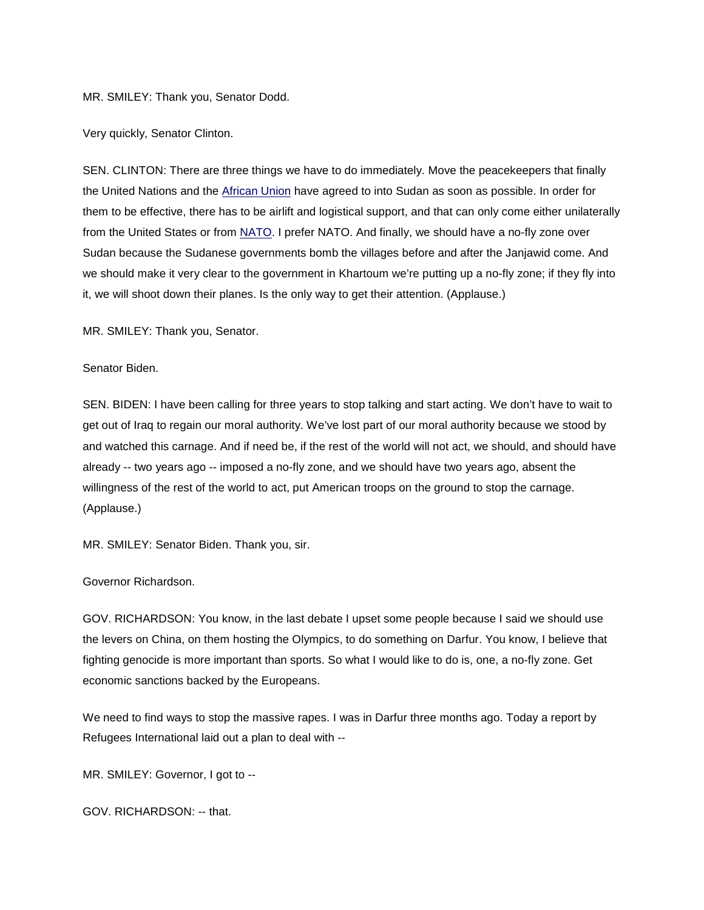MR. SMILEY: Thank you, Senator Dodd.

Very quickly, Senator Clinton.

SEN. CLINTON: There are three things we have to do immediately. Move the peacekeepers that finally the United Nations and the African Union have agreed to into Sudan as soon as possible. In order for them to be effective, there has to be airlift and logistical support, and that can only come either unilaterally from the United States or from NATO. I prefer NATO. And finally, we should have a no-fly zone over Sudan because the Sudanese governments bomb the villages before and after the Janjawid come. And we should make it very clear to the government in Khartoum we're putting up a no-fly zone; if they fly into it, we will shoot down their planes. Is the only way to get their attention. (Applause.)

MR. SMILEY: Thank you, Senator.

Senator Biden.

SEN. BIDEN: I have been calling for three years to stop talking and start acting. We don't have to wait to get out of Iraq to regain our moral authority. We've lost part of our moral authority because we stood by and watched this carnage. And if need be, if the rest of the world will not act, we should, and should have already -- two years ago -- imposed a no-fly zone, and we should have two years ago, absent the willingness of the rest of the world to act, put American troops on the ground to stop the carnage. (Applause.)

MR. SMILEY: Senator Biden. Thank you, sir.

Governor Richardson.

GOV. RICHARDSON: You know, in the last debate I upset some people because I said we should use the levers on China, on them hosting the Olympics, to do something on Darfur. You know, I believe that fighting genocide is more important than sports. So what I would like to do is, one, a no-fly zone. Get economic sanctions backed by the Europeans.

We need to find ways to stop the massive rapes. I was in Darfur three months ago. Today a report by Refugees International laid out a plan to deal with --

MR. SMILEY: Governor, I got to --

GOV. RICHARDSON: -- that.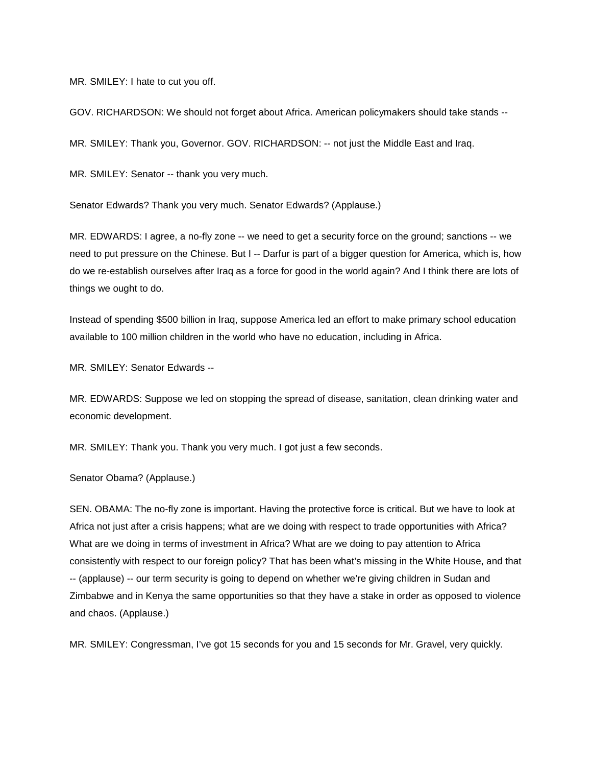MR. SMILEY: I hate to cut you off.

GOV. RICHARDSON: We should not forget about Africa. American policymakers should take stands --

MR. SMILEY: Thank you, Governor. GOV. RICHARDSON: -- not just the Middle East and Iraq.

MR. SMILEY: Senator -- thank you very much.

Senator Edwards? Thank you very much. Senator Edwards? (Applause.)

MR. EDWARDS: I agree, a no-fly zone -- we need to get a security force on the ground; sanctions -- we need to put pressure on the Chinese. But I -- Darfur is part of a bigger question for America, which is, how do we re-establish ourselves after Iraq as a force for good in the world again? And I think there are lots of things we ought to do.

Instead of spending $500 billion in Iraq, suppose America led an effort to make primary school education available to 100 million children in the world who have no education, including in Africa.

MR. SMILEY: Senator Edwards --

MR. EDWARDS: Suppose we led on stopping the spread of disease, sanitation, clean drinking water and economic development.

MR. SMILEY: Thank you. Thank you very much. I got just a few seconds.

Senator Obama? (Applause.)

SEN. OBAMA: The no-fly zone is important. Having the protective force is critical. But we have to look at Africa not just after a crisis happens; what are we doing with respect to trade opportunities with Africa? What are we doing in terms of investment in Africa? What are we doing to pay attention to Africa consistently with respect to our foreign policy? That has been what's missing in the White House, and that -- (applause) -- our term security is going to depend on whether we're giving children in Sudan and Zimbabwe and in Kenya the same opportunities so that they have a stake in order as opposed to violence and chaos. (Applause.)

MR. SMILEY: Congressman, I've got 15 seconds for you and 15 seconds for Mr. Gravel, very quickly.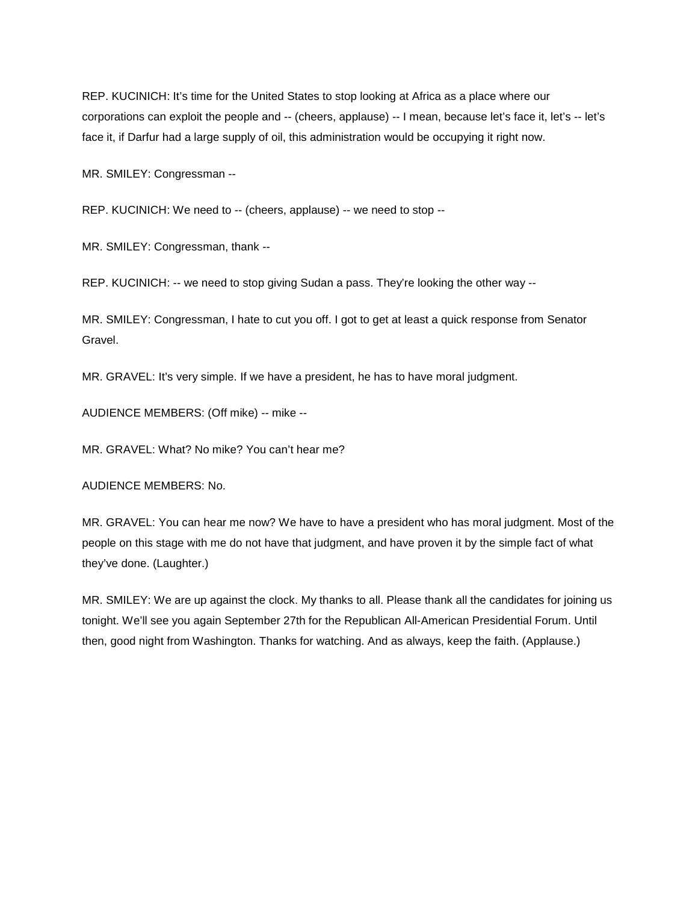REP. KUCINICH: It's time for the United States to stop looking at Africa as a place where our corporations can exploit the people and -- (cheers, applause) -- I mean, because let's face it, let's -- let's face it, if Darfur had a large supply of oil, this administration would be occupying it right now.

MR. SMILEY: Congressman --

REP. KUCINICH: We need to -- (cheers, applause) -- we need to stop --

MR. SMILEY: Congressman, thank --

REP. KUCINICH: -- we need to stop giving Sudan a pass. They're looking the other way --

MR. SMILEY: Congressman, I hate to cut you off. I got to get at least a quick response from Senator Gravel.

MR. GRAVEL: It's very simple. If we have a president, he has to have moral judgment.

AUDIENCE MEMBERS: (Off mike) -- mike --

MR. GRAVEL: What? No mike? You can't hear me?

AUDIENCE MEMBERS: No.

MR. GRAVEL: You can hear me now? We have to have a president who has moral judgment. Most of the people on this stage with me do not have that judgment, and have proven it by the simple fact of what they've done. (Laughter.)

MR. SMILEY: We are up against the clock. My thanks to all. Please thank all the candidates for joining us tonight. We'll see you again September 27th for the Republican All-American Presidential Forum. Until then, good night from Washington. Thanks for watching. And as always, keep the faith. (Applause.)